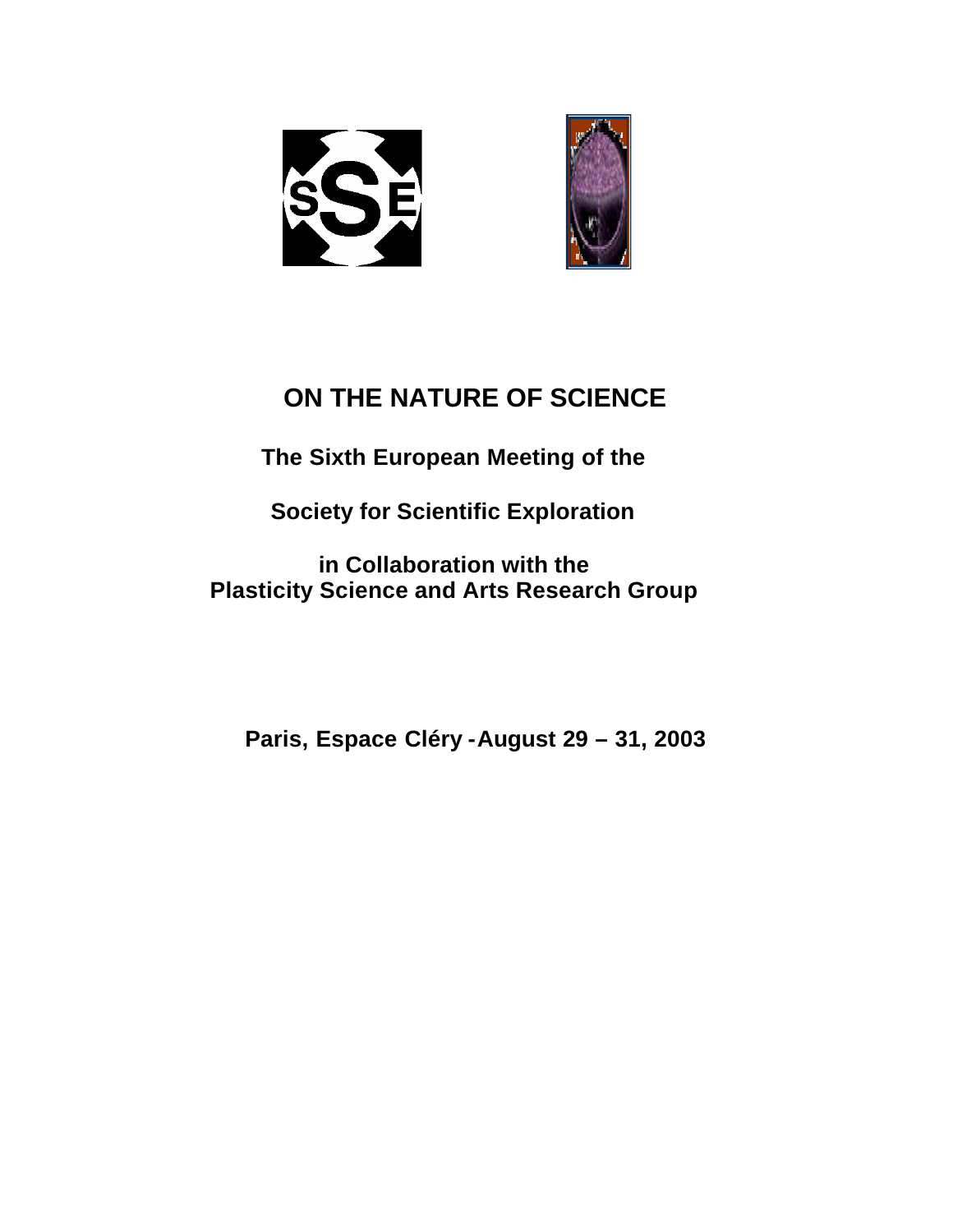# ON THE NATURE OF SCIENCE

**The Sixth European Meeting of the**

**Society for Scientific Exploration**

**in Collaboration with the**
**Plasticity Science and Arts Research Group**

**Paris, Espace Cléry - August 29 – 31, 2003**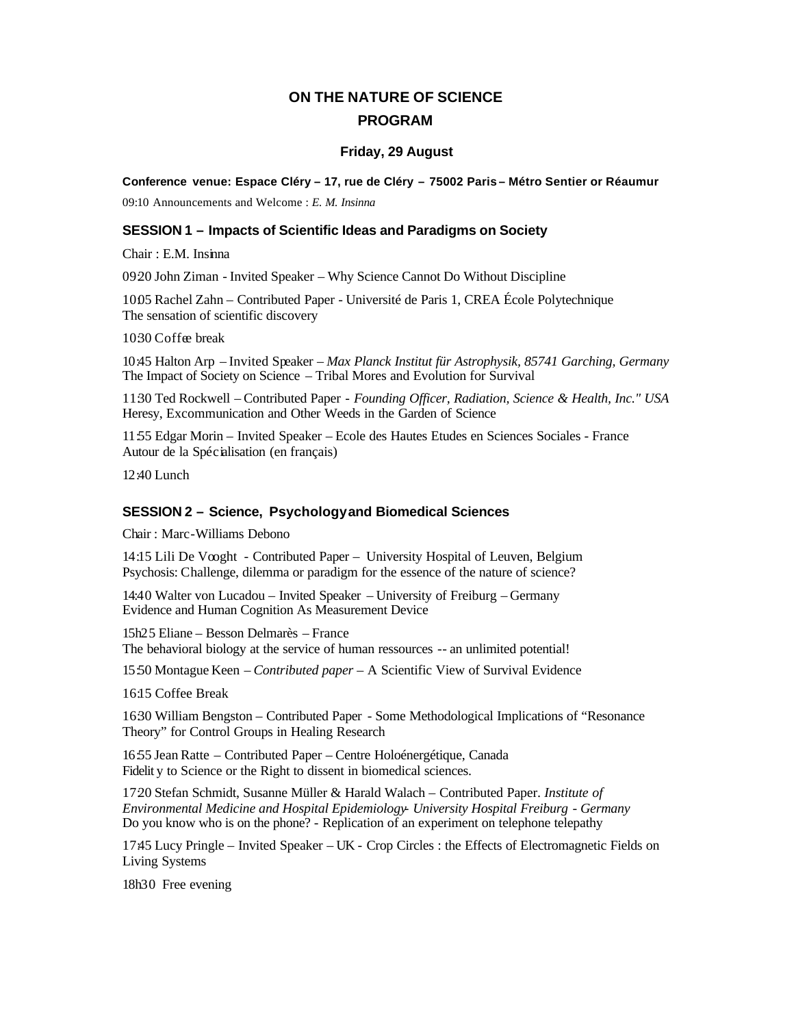# ON THE NATURE OF SCIENCE

## PROGRAM

### Friday, 29 August

**Conference venue: Espace Cléry – 17, rue de Cléry – 75002 Paris – Métro Sentier or Réaumur**

09:10 Announcements and Welcome : *E. M. Insinna*

### SESSION 1 – Impacts of Scientific Ideas and Paradigms on Society

Chair : E.M. Insinna

09:20 John Ziman - Invited Speaker – Why Science Cannot Do Without Discipline

10:05 Rachel Zahn – Contributed Paper - Université de Paris 1, CREA École Polytechnique
The sensation of scientific discovery

10:30 Coffee break

10:45 Halton Arp – Invited Speaker – *Max Planck Institut für Astrophysik, 85741 Garching, Germany*
The Impact of Society on Science – Tribal Mores and Evolution for Survival

11:30 Ted Rockwell – Contributed Paper - *Founding Officer, Radiation, Science & Health, Inc." USA*
Heresy, Excommunication and Other Weeds in the Garden of Science

11:55 Edgar Morin – Invited Speaker – Ecole des Hautes Etudes en Sciences Sociales - France
Autour de la Spécialisation (en français)

12:40 Lunch

### SESSION 2 – Science, Psychology and Biomedical Sciences

Chair : Marc-Williams Debono

14:15 Lili De Vooght - Contributed Paper – University Hospital of Leuven, Belgium
Psychosis: Challenge, dilemma or paradigm for the essence of the nature of science?

14:40 Walter von Lucadou – Invited Speaker – University of Freiburg – Germany
Evidence and Human Cognition As Measurement Device

15h25 Eliane – Besson Delmarès – France
The behavioral biology at the service of human ressources -- an unlimited potential!

15:50 Montague Keen – *Contributed paper* – A Scientific View of Survival Evidence

16:15 Coffee Break

16:30 William Bengston – Contributed Paper - Some Methodological Implications of "Resonance Theory" for Control Groups in Healing Research

16:55 Jean Ratte – Contributed Paper – Centre Holoénergétique, Canada
Fidelity to Science or the Right to dissent in biomedical sciences.

17:20 Stefan Schmidt, Susanne Müller & Harald Walach – Contributed Paper. *Institute of Environmental Medicine and Hospital Epidemiology- University Hospital Freiburg - Germany*
Do you know who is on the phone? - Replication of an experiment on telephone telepathy

17:45 Lucy Pringle – Invited Speaker – UK - Crop Circles : the Effects of Electromagnetic Fields on Living Systems

18h30 Free evening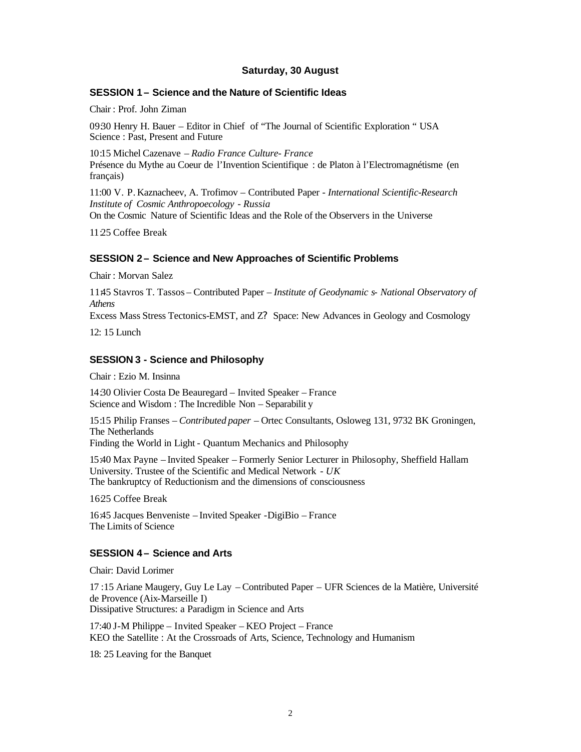## Saturday, 30 August

### SESSION 1 – Science and the Nature of Scientific Ideas

Chair : Prof. John Ziman

09:30 Henry H. Bauer – Editor in Chief of "The Journal of Scientific Exploration " USA
Science : Past, Present and Future

10:15 Michel Cazenave – *Radio France Culture- France*
Présence du Mythe au Coeur de l'Invention Scientifique : de Platon à l'Electromagnétisme (en français)

11:00 V. P. Kaznacheev, A. Trofimov – Contributed Paper - *International Scientific-Research Institute of Cosmic Anthropoecology - Russia*
On the Cosmic Nature of Scientific Ideas and the Role of the Observers in the Universe

11:25 Coffee Break

### SESSION 2 – Science and New Approaches of Scientific Problems

Chair : Morvan Salez

11:45 Stavros T. Tassos – Contributed Paper – *Institute of Geodynamics- National Observatory of Athens*
Excess Mass Stress Tectonics-EMST, and Z? Space: New Advances in Geology and Cosmology

12: 15 Lunch

### SESSION 3 - Science and Philosophy

Chair : Ezio M. Insinna

14:30 Olivier Costa De Beauregard – Invited Speaker – France
Science and Wisdom : The Incredible Non – Separability

15:15 Philip Franses – *Contributed paper* – Ortec Consultants, Osloweg 131, 9732 BK Groningen, The Netherlands
Finding the World in Light - Quantum Mechanics and Philosophy

15:40 Max Payne – Invited Speaker – Formerly Senior Lecturer in Philosophy, Sheffield Hallam University. Trustee of the Scientific and Medical Network - *UK*
The bankruptcy of Reductionism and the dimensions of consciousness

16:25 Coffee Break

16:45 Jacques Benveniste – Invited Speaker -DigiBio – France
The Limits of Science

### SESSION 4 – Science and Arts

Chair: David Lorimer

17 :15 Ariane Maugery, Guy Le Lay – Contributed Paper – UFR Sciences de la Matière, Université de Provence (Aix-Marseille I)
Dissipative Structures: a Paradigm in Science and Arts

17:40 J-M Philippe – Invited Speaker – KEO Project – France
KEO the Satellite : At the Crossroads of Arts, Science, Technology and Humanism

18: 25 Leaving for the Banquet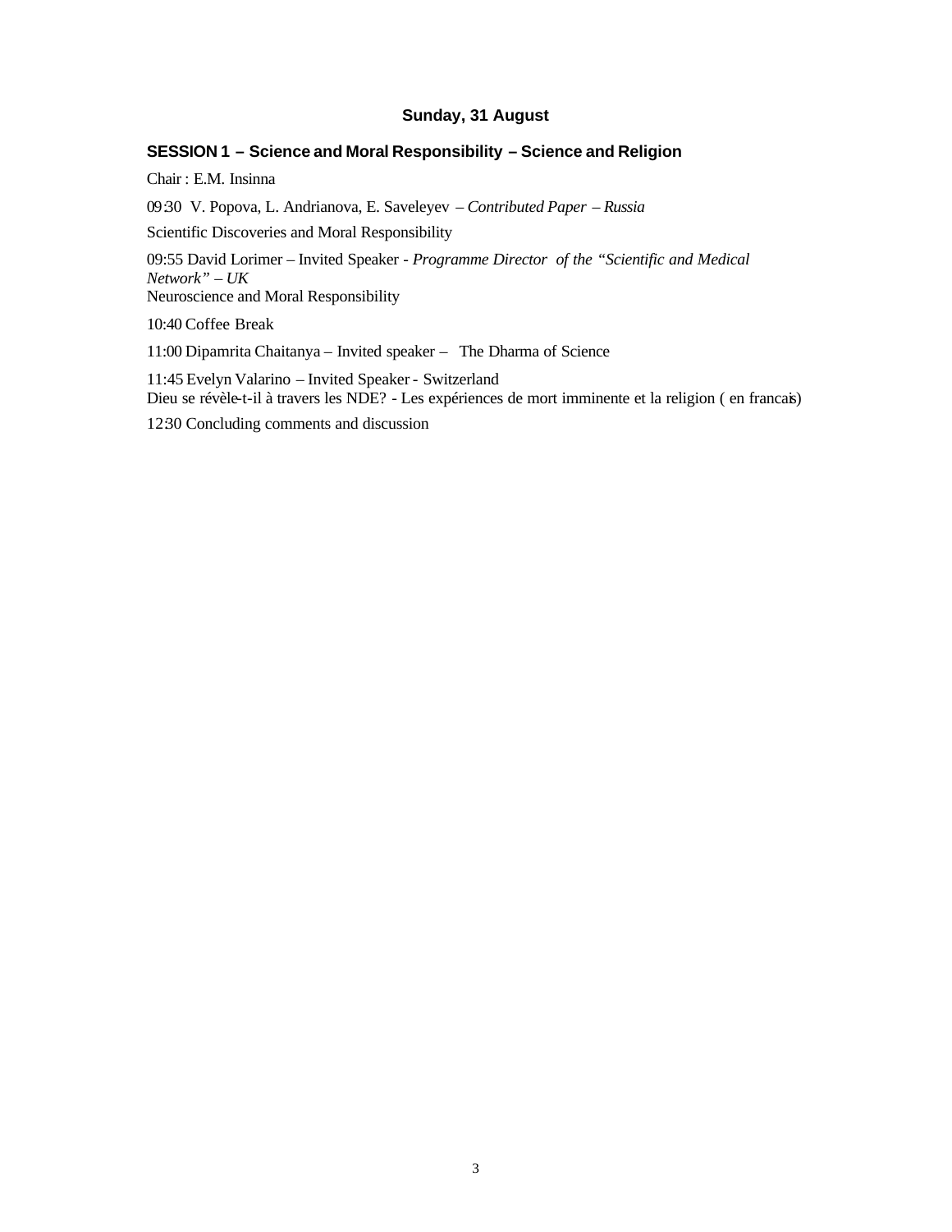### Sunday, 31 August

#### SESSION 1 – Science and Moral Responsibility – Science and Religion

Chair : E.M. Insinna

09:30 V. Popova, L. Andrianova, E. Saveleyev – *Contributed Paper – Russia*

Scientific Discoveries and Moral Responsibility

09:55 David Lorimer – Invited Speaker - *Programme Director of the "Scientific and Medical Network" – UK*
Neuroscience and Moral Responsibility

10:40 Coffee Break

11:00 Dipamrita Chaitanya – Invited speaker – The Dharma of Science

11:45 Evelyn Valarino – Invited Speaker - Switzerland
Dieu se révèle-t-il à travers les NDE? - Les expériences de mort imminente et la religion ( en francais)

12:30 Concluding comments and discussion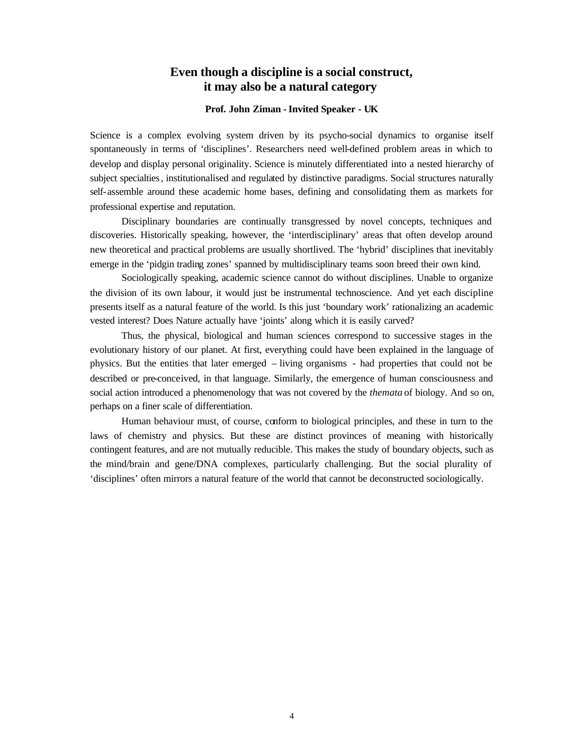# Even though a discipline is a social construct, it may also be a natural category

**Prof. John Ziman - Invited Speaker - UK**

Science is a complex evolving system driven by its psycho-social dynamics to organise itself spontaneously in terms of 'disciplines'. Researchers need well-defined problem areas in which to develop and display personal originality. Science is minutely differentiated into a nested hierarchy of subject specialties, institutionalised and regulated by distinctive paradigms. Social structures naturally self-assemble around these academic home bases, defining and consolidating them as markets for professional expertise and reputation.

Disciplinary boundaries are continually transgressed by novel concepts, techniques and discoveries. Historically speaking, however, the 'interdisciplinary' areas that often develop around new theoretical and practical problems are usually shortlived. The 'hybrid' disciplines that inevitably emerge in the 'pidgin trading zones' spanned by multidisciplinary teams soon breed their own kind.

Sociologically speaking, academic science cannot do without disciplines. Unable to organize the division of its own labour, it would just be instrumental technoscience. And yet each discipline presents itself as a natural feature of the world. Is this just 'boundary work' rationalizing an academic vested interest? Does Nature actually have 'joints' along which it is easily carved?

Thus, the physical, biological and human sciences correspond to successive stages in the evolutionary history of our planet. At first, everything could have been explained in the language of physics. But the entities that later emerged – living organisms - had properties that could not be described or pre-conceived, in that language. Similarly, the emergence of human consciousness and social action introduced a phenomenology that was not covered by the *themata* of biology. And so on, perhaps on a finer scale of differentiation.

Human behaviour must, of course, conform to biological principles, and these in turn to the laws of chemistry and physics. But these are distinct provinces of meaning with historically contingent features, and are not mutually reducible. This makes the study of boundary objects, such as the mind/brain and gene/DNA complexes, particularly challenging. But the social plurality of 'disciplines' often mirrors a natural feature of the world that cannot be deconstructed sociologically.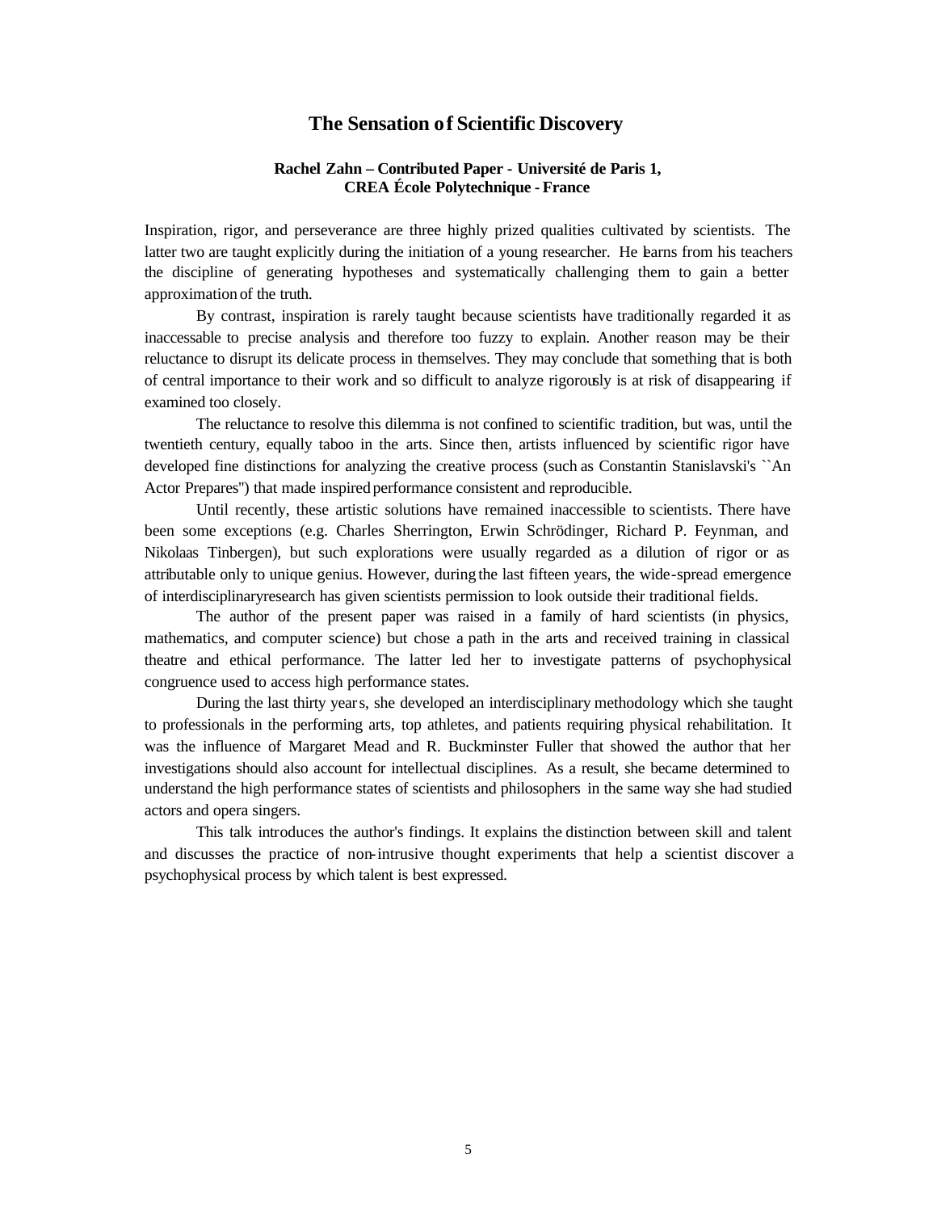# The Sensation of Scientific Discovery

**Rachel Zahn – Contributed Paper - Université de Paris 1, CREA École Polytechnique - France**

Inspiration, rigor, and perseverance are three highly prized qualities cultivated by scientists. The latter two are taught explicitly during the initiation of a young researcher. He learns from his teachers the discipline of generating hypotheses and systematically challenging them to gain a better approximation of the truth.

By contrast, inspiration is rarely taught because scientists have traditionally regarded it as inaccessable to precise analysis and therefore too fuzzy to explain. Another reason may be their reluctance to disrupt its delicate process in themselves. They may conclude that something that is both of central importance to their work and so difficult to analyze rigorously is at risk of disappearing if examined too closely.

The reluctance to resolve this dilemma is not confined to scientific tradition, but was, until the twentieth century, equally taboo in the arts. Since then, artists influenced by scientific rigor have developed fine distinctions for analyzing the creative process (such as Constantin Stanislavski's ``An Actor Prepares'') that made inspired performance consistent and reproducible.

Until recently, these artistic solutions have remained inaccessible to scientists. There have been some exceptions (e.g. Charles Sherrington, Erwin Schrödinger, Richard P. Feynman, and Nikolaas Tinbergen), but such explorations were usually regarded as a dilution of rigor or as attributable only to unique genius. However, during the last fifteen years, the wide-spread emergence of interdisciplinaryresearch has given scientists permission to look outside their traditional fields.

The author of the present paper was raised in a family of hard scientists (in physics, mathematics, and computer science) but chose a path in the arts and received training in classical theatre and ethical performance. The latter led her to investigate patterns of psychophysical congruence used to access high performance states.

During the last thirty years, she developed an interdisciplinary methodology which she taught to professionals in the performing arts, top athletes, and patients requiring physical rehabilitation. It was the influence of Margaret Mead and R. Buckminster Fuller that showed the author that her investigations should also account for intellectual disciplines. As a result, she became determined to understand the high performance states of scientists and philosophers in the same way she had studied actors and opera singers.

This talk introduces the author's findings. It explains the distinction between skill and talent and discusses the practice of non-intrusive thought experiments that help a scientist discover a psychophysical process by which talent is best expressed.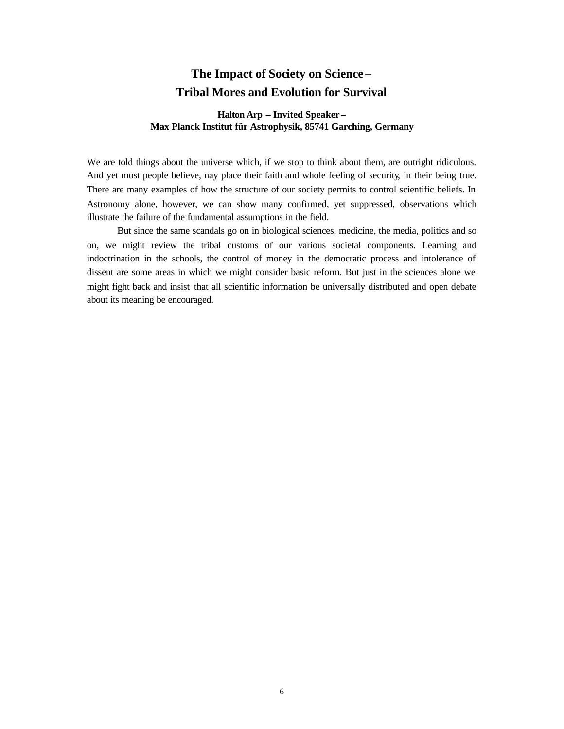# The Impact of Society on Science –
# Tribal Mores and Evolution for Survival

**Halton Arp – Invited Speaker –**
**Max Planck Institut für Astrophysik, 85741 Garching, Germany**

We are told things about the universe which, if we stop to think about them, are outright ridiculous. And yet most people believe, nay place their faith and whole feeling of security, in their being true. There are many examples of how the structure of our society permits to control scientific beliefs. In Astronomy alone, however, we can show many confirmed, yet suppressed, observations which illustrate the failure of the fundamental assumptions in the field.

But since the same scandals go on in biological sciences, medicine, the media, politics and so on, we might review the tribal customs of our various societal components. Learning and indoctrination in the schools, the control of money in the democratic process and intolerance of dissent are some areas in which we might consider basic reform. But just in the sciences alone we might fight back and insist that all scientific information be universally distributed and open debate about its meaning be encouraged.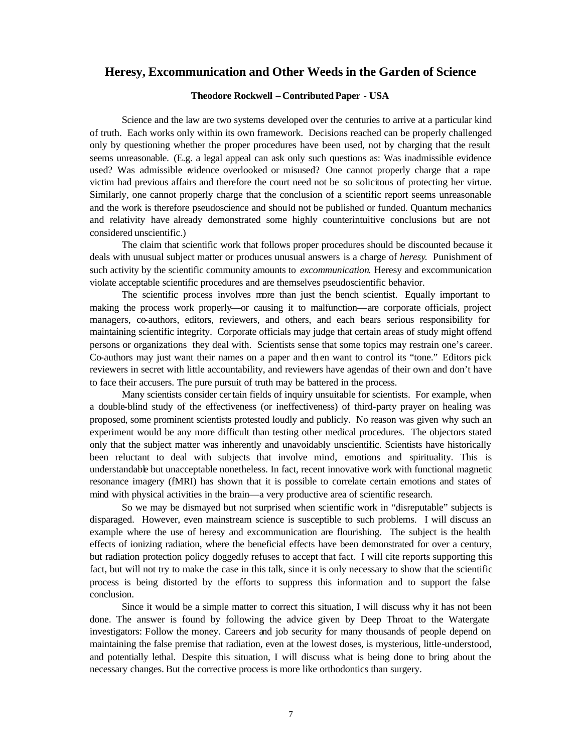# Heresy, Excommunication and Other Weeds in the Garden of Science

**Theodore Rockwell – Contributed Paper - USA**

Science and the law are two systems developed over the centuries to arrive at a particular kind of truth. Each works only within its own framework. Decisions reached can be properly challenged only by questioning whether the proper procedures have been used, not by charging that the result seems unreasonable. (E.g. a legal appeal can ask only such questions as: Was inadmissible evidence used? Was admissible evidence overlooked or misused? One cannot properly charge that a rape victim had previous affairs and therefore the court need not be so solicitous of protecting her virtue. Similarly, one cannot properly charge that the conclusion of a scientific report seems unreasonable and the work is therefore pseudoscience and should not be published or funded. Quantum mechanics and relativity have already demonstrated some highly counterintuitive conclusions but are not considered unscientific.)

The claim that scientific work that follows proper procedures should be discounted because it deals with unusual subject matter or produces unusual answers is a charge of *heresy*. Punishment of such activity by the scientific community amounts to *excommunication*. Heresy and excommunication violate acceptable scientific procedures and are themselves pseudoscientific behavior.

The scientific process involves more than just the bench scientist. Equally important to making the process work properly—or causing it to malfunction—are corporate officials, project managers, co-authors, editors, reviewers, and others, and each bears serious responsibility for maintaining scientific integrity. Corporate officials may judge that certain areas of study might offend persons or organizations they deal with. Scientists sense that some topics may restrain one's career. Co-authors may just want their names on a paper and then want to control its "tone." Editors pick reviewers in secret with little accountability, and reviewers have agendas of their own and don't have to face their accusers. The pure pursuit of truth may be battered in the process.

Many scientists consider certain fields of inquiry unsuitable for scientists. For example, when a double-blind study of the effectiveness (or ineffectiveness) of third-party prayer on healing was proposed, some prominent scientists protested loudly and publicly. No reason was given why such an experiment would be any more difficult than testing other medical procedures. The objectors stated only that the subject matter was inherently and unavoidably unscientific. Scientists have historically been reluctant to deal with subjects that involve mind, emotions and spirituality. This is understandable but unacceptable nonetheless. In fact, recent innovative work with functional magnetic resonance imagery (fMRI) has shown that it is possible to correlate certain emotions and states of mind with physical activities in the brain—a very productive area of scientific research.

So we may be dismayed but not surprised when scientific work in "disreputable" subjects is disparaged. However, even mainstream science is susceptible to such problems. I will discuss an example where the use of heresy and excommunication are flourishing. The subject is the health effects of ionizing radiation, where the beneficial effects have been demonstrated for over a century, but radiation protection policy doggedly refuses to accept that fact. I will cite reports supporting this fact, but will not try to make the case in this talk, since it is only necessary to show that the scientific process is being distorted by the efforts to suppress this information and to support the false conclusion.

Since it would be a simple matter to correct this situation, I will discuss why it has not been done. The answer is found by following the advice given by Deep Throat to the Watergate investigators: Follow the money. Careers and job security for many thousands of people depend on maintaining the false premise that radiation, even at the lowest doses, is mysterious, little-understood, and potentially lethal. Despite this situation, I will discuss what is being done to bring about the necessary changes. But the corrective process is more like orthodontics than surgery.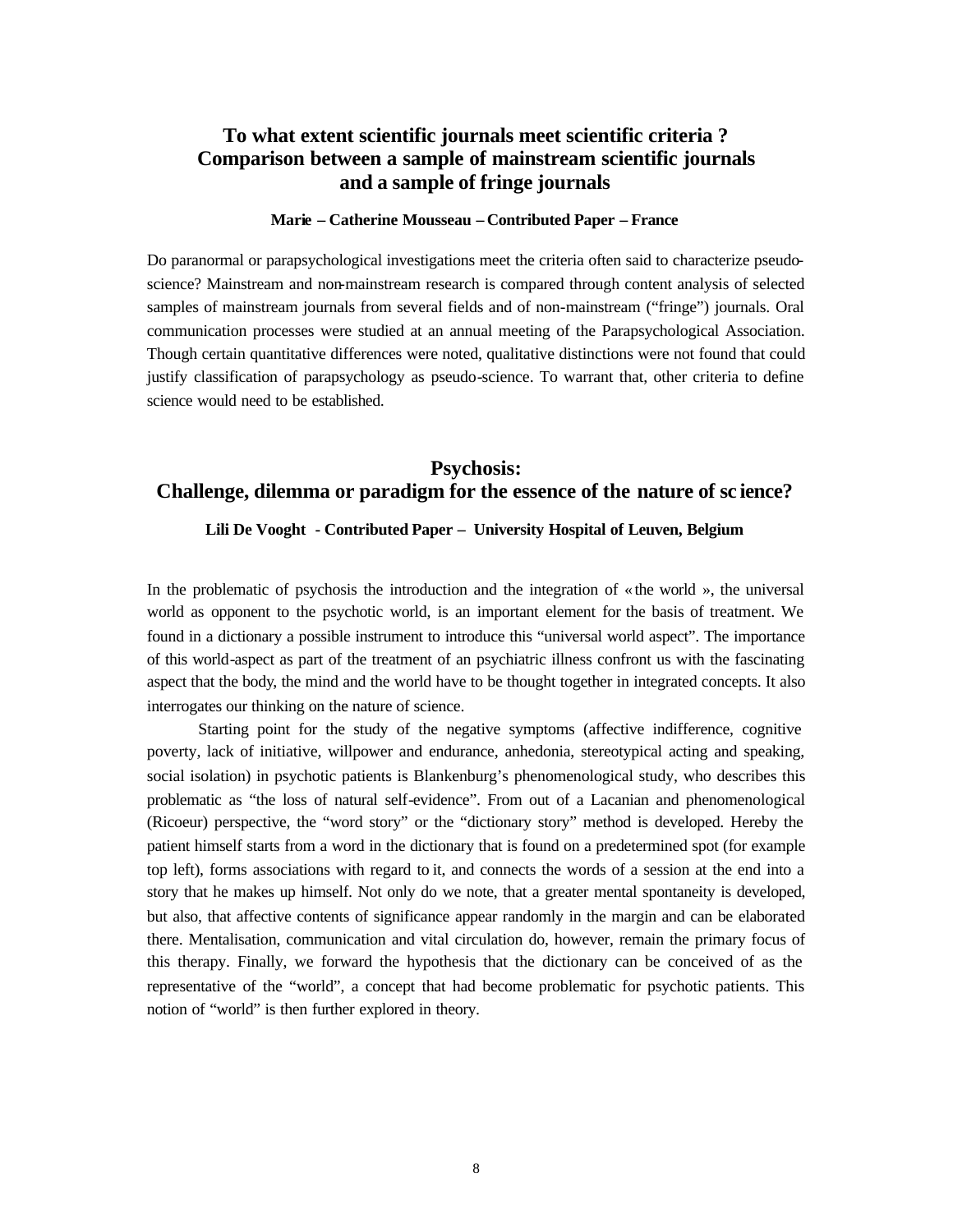## To what extent scientific journals meet scientific criteria ? Comparison between a sample of mainstream scientific journals and a sample of fringe journals

**Marie – Catherine Mousseau – Contributed Paper – France**

Do paranormal or parapsychological investigations meet the criteria often said to characterize pseudo-science? Mainstream and non-mainstream research is compared through content analysis of selected samples of mainstream journals from several fields and of non-mainstream ("fringe") journals. Oral communication processes were studied at an annual meeting of the Parapsychological Association. Though certain quantitative differences were noted, qualitative distinctions were not found that could justify classification of parapsychology as pseudo-science. To warrant that, other criteria to define science would need to be established.

## Psychosis: Challenge, dilemma or paradigm for the essence of the nature of science?

**Lili De Vooght - Contributed Paper – University Hospital of Leuven, Belgium**

In the problematic of psychosis the introduction and the integration of « the world », the universal world as opponent to the psychotic world, is an important element for the basis of treatment. We found in a dictionary a possible instrument to introduce this "universal world aspect". The importance of this world-aspect as part of the treatment of an psychiatric illness confront us with the fascinating aspect that the body, the mind and the world have to be thought together in integrated concepts. It also interrogates our thinking on the nature of science.

Starting point for the study of the negative symptoms (affective indifference, cognitive poverty, lack of initiative, willpower and endurance, anhedonia, stereotypical acting and speaking, social isolation) in psychotic patients is Blankenburg's phenomenological study, who describes this problematic as "the loss of natural self-evidence". From out of a Lacanian and phenomenological (Ricoeur) perspective, the "word story" or the "dictionary story" method is developed. Hereby the patient himself starts from a word in the dictionary that is found on a predetermined spot (for example top left), forms associations with regard to it, and connects the words of a session at the end into a story that he makes up himself. Not only do we note, that a greater mental spontaneity is developed, but also, that affective contents of significance appear randomly in the margin and can be elaborated there. Mentalisation, communication and vital circulation do, however, remain the primary focus of this therapy. Finally, we forward the hypothesis that the dictionary can be conceived of as the representative of the "world", a concept that had become problematic for psychotic patients. This notion of "world" is then further explored in theory.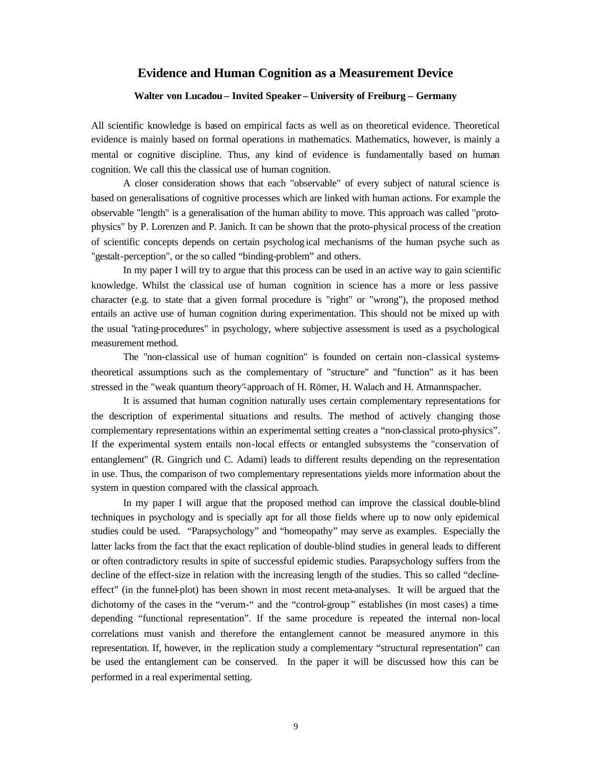## Evidence and Human Cognition as a Measurement Device

**Walter von Lucadou – Invited Speaker – University of Freiburg – Germany**

All scientific knowledge is based on empirical facts as well as on theoretical evidence. Theoretical evidence is mainly based on formal operations in mathematics. Mathematics, however, is mainly a mental or cognitive discipline. Thus, any kind of evidence is fundamentally based on human cognition. We call this the classical use of human cognition.

A closer consideration shows that each "observable" of every subject of natural science is based on generalisations of cognitive processes which are linked with human actions. For example the observable "length" is a generalisation of the human ability to move. This approach was called "proto-physics" by P. Lorenzen and P. Janich. It can be shown that the proto-physical process of the creation of scientific concepts depends on certain psychological mechanisms of the human psyche such as "gestalt-perception", or the so called "binding-problem" and others.

In my paper I will try to argue that this process can be used in an active way to gain scientific knowledge. Whilst the classical use of human cognition in science has a more or less passive character (e.g. to state that a given formal procedure is "right" or "wrong"), the proposed method entails an active use of human cognition during experimentation. This should not be mixed up with the usual "rating-procedures" in psychology, where subjective assessment is used as a psychological measurement method.

The "non-classical use of human cognition" is founded on certain non-classical systems-theoretical assumptions such as the complementary of "structure" and "function" as it has been stressed in the "weak quantum theory"-approach of H. Römer, H. Walach and H. Atmannspacher.

It is assumed that human cognition naturally uses certain complementary representations for the description of experimental situations and results. The method of actively changing those complementary representations within an experimental setting creates a "non-classical proto-physics". If the experimental system entails non-local effects or entangled subsystems the "conservation of entanglement" (R. Gingrich und C. Adami) leads to different results depending on the representation in use. Thus, the comparison of two complementary representations yields more information about the system in question compared with the classical approach.

In my paper I will argue that the proposed method can improve the classical double-blind techniques in psychology and is specially apt for all those fields where up to now only epidemical studies could be used. "Parapsychology" and "homeopathy" may serve as examples. Especially the latter lacks from the fact that the exact replication of double-blind studies in general leads to different or often contradictory results in spite of successful epidemic studies. Parapsychology suffers from the decline of the effect-size in relation with the increasing length of the studies. This so called "decline-effect" (in the funnel-plot) has been shown in most recent meta-analyses. It will be argued that the dichotomy of the cases in the "verum-" and the "control-group" establishes (in most cases) a time-depending "functional representation". If the same procedure is repeated the internal non-local correlations must vanish and therefore the entanglement cannot be measured anymore in this representation. If, however, in the replication study a complementary "structural representation" can be used the entanglement can be conserved. In the paper it will be discussed how this can be performed in a real experimental setting.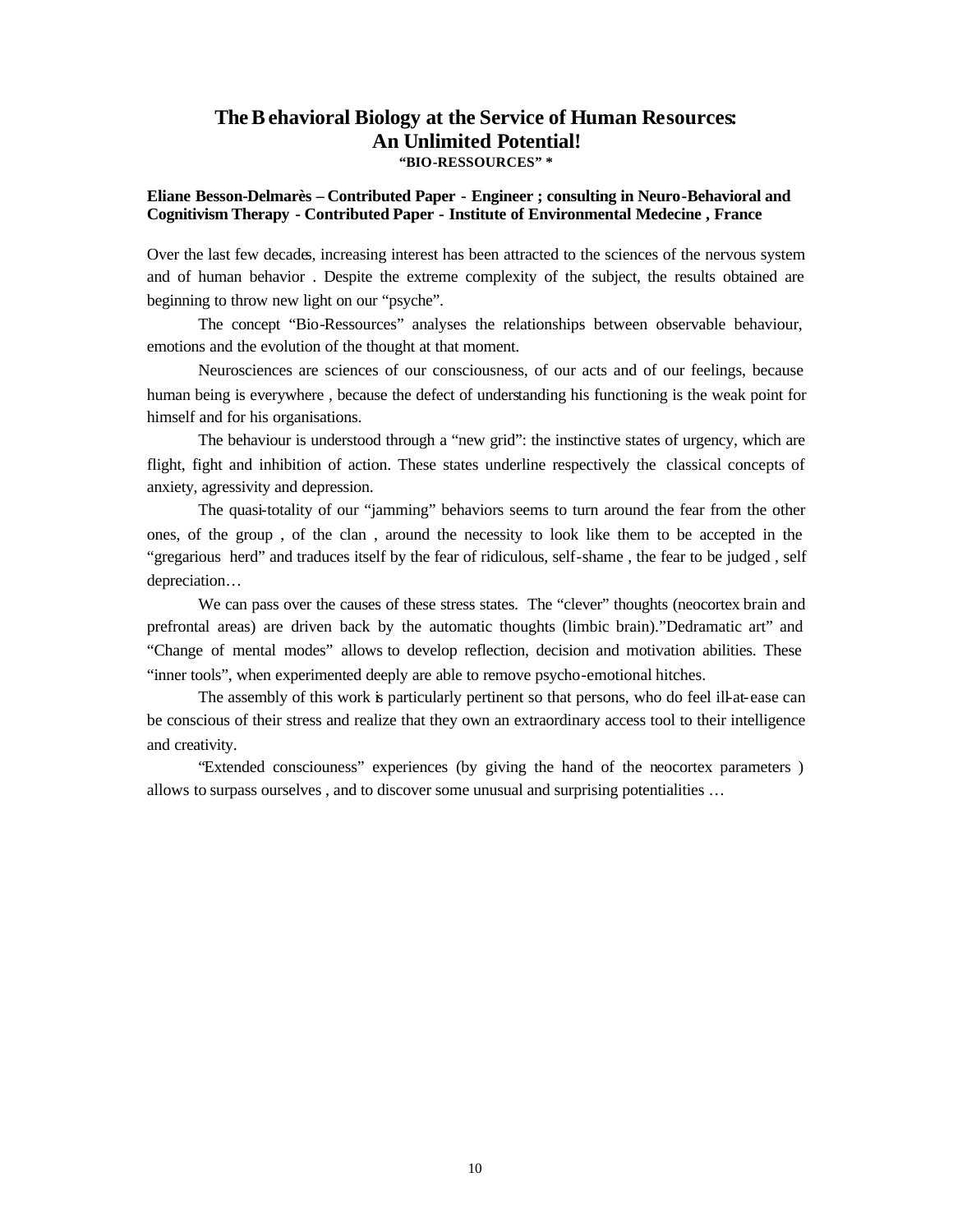# The Behavioral Biology at the Service of Human Resources: An Unlimited Potential!

**"BIO-RESSOURCES" ***

**Eliane Besson-Delmarès – Contributed Paper - Engineer ; consulting in Neuro-Behavioral and Cognitivism Therapy - Contributed Paper - Institute of Environmental Medecine , France**

Over the last few decades, increasing interest has been attracted to the sciences of the nervous system and of human behavior . Despite the extreme complexity of the subject, the results obtained are beginning to throw new light on our "psyche".

The concept "Bio-Ressources" analyses the relationships between observable behaviour, emotions and the evolution of the thought at that moment.

Neurosciences are sciences of our consciousness, of our acts and of our feelings, because human being is everywhere , because the defect of understanding his functioning is the weak point for himself and for his organisations.

The behaviour is understood through a "new grid": the instinctive states of urgency, which are flight, fight and inhibition of action. These states underline respectively the classical concepts of anxiety, agressivity and depression.

The quasi-totality of our "jamming" behaviors seems to turn around the fear from the other ones, of the group , of the clan , around the necessity to look like them to be accepted in the "gregarious herd" and traduces itself by the fear of ridiculous, self-shame , the fear to be judged , self depreciation…

We can pass over the causes of these stress states. The "clever" thoughts (neocortex brain and prefrontal areas) are driven back by the automatic thoughts (limbic brain)."Dedramatic art" and "Change of mental modes" allows to develop reflection, decision and motivation abilities. These "inner tools", when experimented deeply are able to remove psycho-emotional hitches.

The assembly of this work is particularly pertinent so that persons, who do feel ill-at-ease can be conscious of their stress and realize that they own an extraordinary access tool to their intelligence and creativity.

"Extended conciouness" experiences (by giving the hand of the neocortex parameters ) allows to surpass ourselves , and to discover some unusual and surprising potentialities …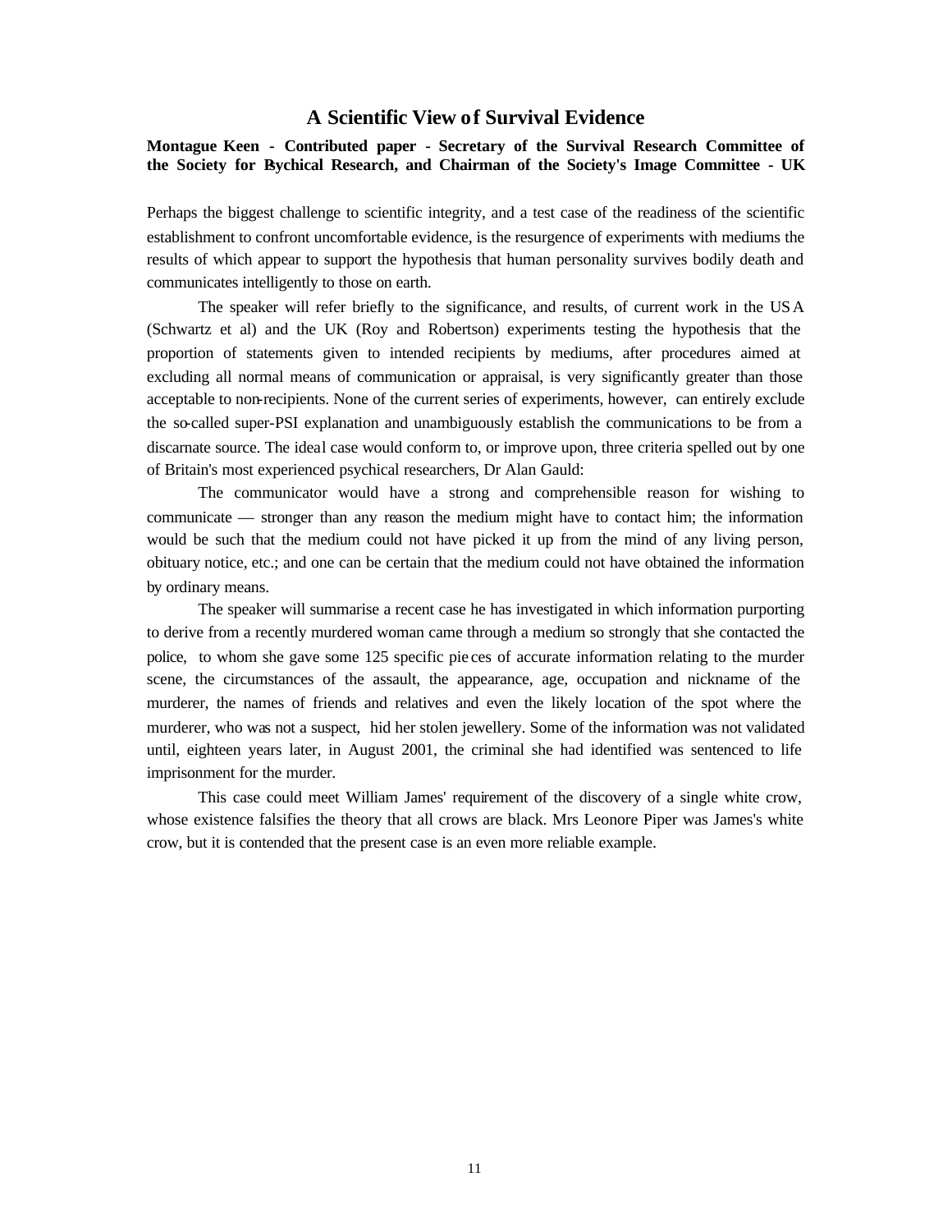## A Scientific View of Survival Evidence

**Montague Keen - Contributed paper - Secretary of the Survival Research Committee of the Society for Psychical Research, and Chairman of the Society's Image Committee - UK**

Perhaps the biggest challenge to scientific integrity, and a test case of the readiness of the scientific establishment to confront uncomfortable evidence, is the resurgence of experiments with mediums the results of which appear to support the hypothesis that human personality survives bodily death and communicates intelligently to those on earth.

The speaker will refer briefly to the significance, and results, of current work in the USA (Schwartz et al) and the UK (Roy and Robertson) experiments testing the hypothesis that the proportion of statements given to intended recipients by mediums, after procedures aimed at excluding all normal means of communication or appraisal, is very significantly greater than those acceptable to non-recipients. None of the current series of experiments, however, can entirely exclude the so-called super-PSI explanation and unambiguously establish the communications to be from a discarnate source. The ideal case would conform to, or improve upon, three criteria spelled out by one of Britain's most experienced psychical researchers, Dr Alan Gauld:

The communicator would have a strong and comprehensible reason for wishing to communicate — stronger than any reason the medium might have to contact him; the information would be such that the medium could not have picked it up from the mind of any living person, obituary notice, etc.; and one can be certain that the medium could not have obtained the information by ordinary means.

The speaker will summarise a recent case he has investigated in which information purporting to derive from a recently murdered woman came through a medium so strongly that she contacted the police, to whom she gave some 125 specific pieces of accurate information relating to the murder scene, the circumstances of the assault, the appearance, age, occupation and nickname of the murderer, the names of friends and relatives and even the likely location of the spot where the murderer, who was not a suspect, hid her stolen jewellery. Some of the information was not validated until, eighteen years later, in August 2001, the criminal she had identified was sentenced to life imprisonment for the murder.

This case could meet William James' requirement of the discovery of a single white crow, whose existence falsifies the theory that all crows are black. Mrs Leonore Piper was James's white crow, but it is contended that the present case is an even more reliable example.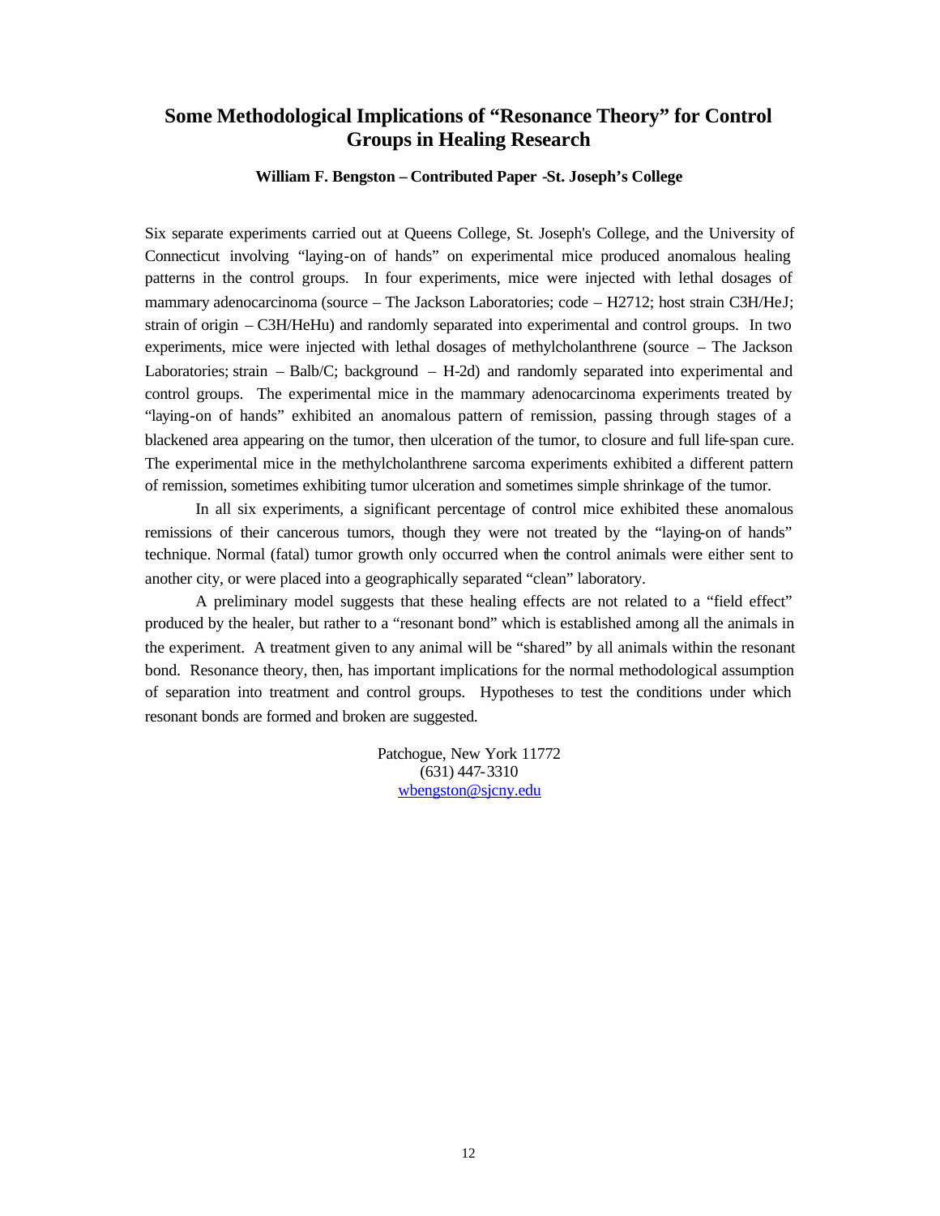## Some Methodological Implications of "Resonance Theory" for Control Groups in Healing Research

**William F. Bengston – Contributed Paper -St. Joseph's College**

Six separate experiments carried out at Queens College, St. Joseph's College, and the University of Connecticut involving "laying-on of hands" on experimental mice produced anomalous healing patterns in the control groups. In four experiments, mice were injected with lethal dosages of mammary adenocarcinoma (source – The Jackson Laboratories; code – H2712; host strain C3H/HeJ; strain of origin – C3H/HeHu) and randomly separated into experimental and control groups. In two experiments, mice were injected with lethal dosages of methylcholanthrene (source – The Jackson Laboratories; strain – Balb/C; background – H-2d) and randomly separated into experimental and control groups. The experimental mice in the mammary adenocarcinoma experiments treated by "laying-on of hands" exhibited an anomalous pattern of remission, passing through stages of a blackened area appearing on the tumor, then ulceration of the tumor, to closure and full life-span cure. The experimental mice in the methylcholanthrene sarcoma experiments exhibited a different pattern of remission, sometimes exhibiting tumor ulceration and sometimes simple shrinkage of the tumor.

In all six experiments, a significant percentage of control mice exhibited these anomalous remissions of their cancerous tumors, though they were not treated by the "laying-on of hands" technique. Normal (fatal) tumor growth only occurred when the control animals were either sent to another city, or were placed into a geographically separated "clean" laboratory.

A preliminary model suggests that these healing effects are not related to a "field effect" produced by the healer, but rather to a "resonant bond" which is established among all the animals in the experiment. A treatment given to any animal will be "shared" by all animals within the resonant bond. Resonance theory, then, has important implications for the normal methodological assumption of separation into treatment and control groups. Hypotheses to test the conditions under which resonant bonds are formed and broken are suggested.

Patchogue, New York 11772
(631) 447-3310
wbengston@sjcny.edu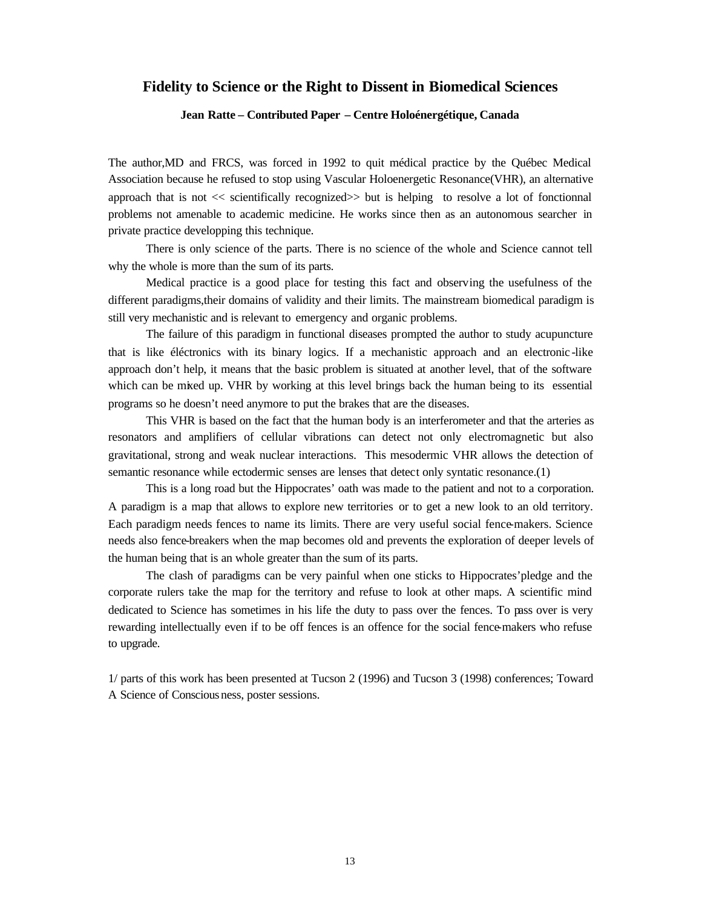## Fidelity to Science or the Right to Dissent in Biomedical Sciences

**Jean Ratte – Contributed Paper – Centre Holoénergétique, Canada**

The author,MD and FRCS, was forced in 1992 to quit médical practice by the Québec Medical Association because he refused to stop using Vascular Holoenergetic Resonance(VHR), an alternative approach that is not << scientifically recognized>> but is helping to resolve a lot of fonctionnal problems not amenable to academic medicine. He works since then as an autonomous searcher in private practice developping this technique.

There is only science of the parts. There is no science of the whole and Science cannot tell why the whole is more than the sum of its parts.

Medical practice is a good place for testing this fact and observing the usefulness of the different paradigms,their domains of validity and their limits. The mainstream biomedical paradigm is still very mechanistic and is relevant to emergency and organic problems.

The failure of this paradigm in functional diseases prompted the author to study acupuncture that is like éléctronics with its binary logics. If a mechanistic approach and an electronic-like approach don't help, it means that the basic problem is situated at another level, that of the software which can be mixed up. VHR by working at this level brings back the human being to its essential programs so he doesn't need anymore to put the brakes that are the diseases.

This VHR is based on the fact that the human body is an interferometer and that the arteries as resonators and amplifiers of cellular vibrations can detect not only electromagnetic but also gravitational, strong and weak nuclear interactions. This mesodermic VHR allows the detection of semantic resonance while ectodermic senses are lenses that detect only syntatic resonance.(1)

This is a long road but the Hippocrates' oath was made to the patient and not to a corporation. A paradigm is a map that allows to explore new territories or to get a new look to an old territory. Each paradigm needs fences to name its limits. There are very useful social fence-makers. Science needs also fence-breakers when the map becomes old and prevents the exploration of deeper levels of the human being that is an whole greater than the sum of its parts.

The clash of paradigms can be very painful when one sticks to Hippocrates'pledge and the corporate rulers take the map for the territory and refuse to look at other maps. A scientific mind dedicated to Science has sometimes in his life the duty to pass over the fences. To pass over is very rewarding intellectually even if to be off fences is an offence for the social fence-makers who refuse to upgrade.

1/ parts of this work has been presented at Tucson 2 (1996) and Tucson 3 (1998) conferences; Toward A Science of Consciousness, poster sessions.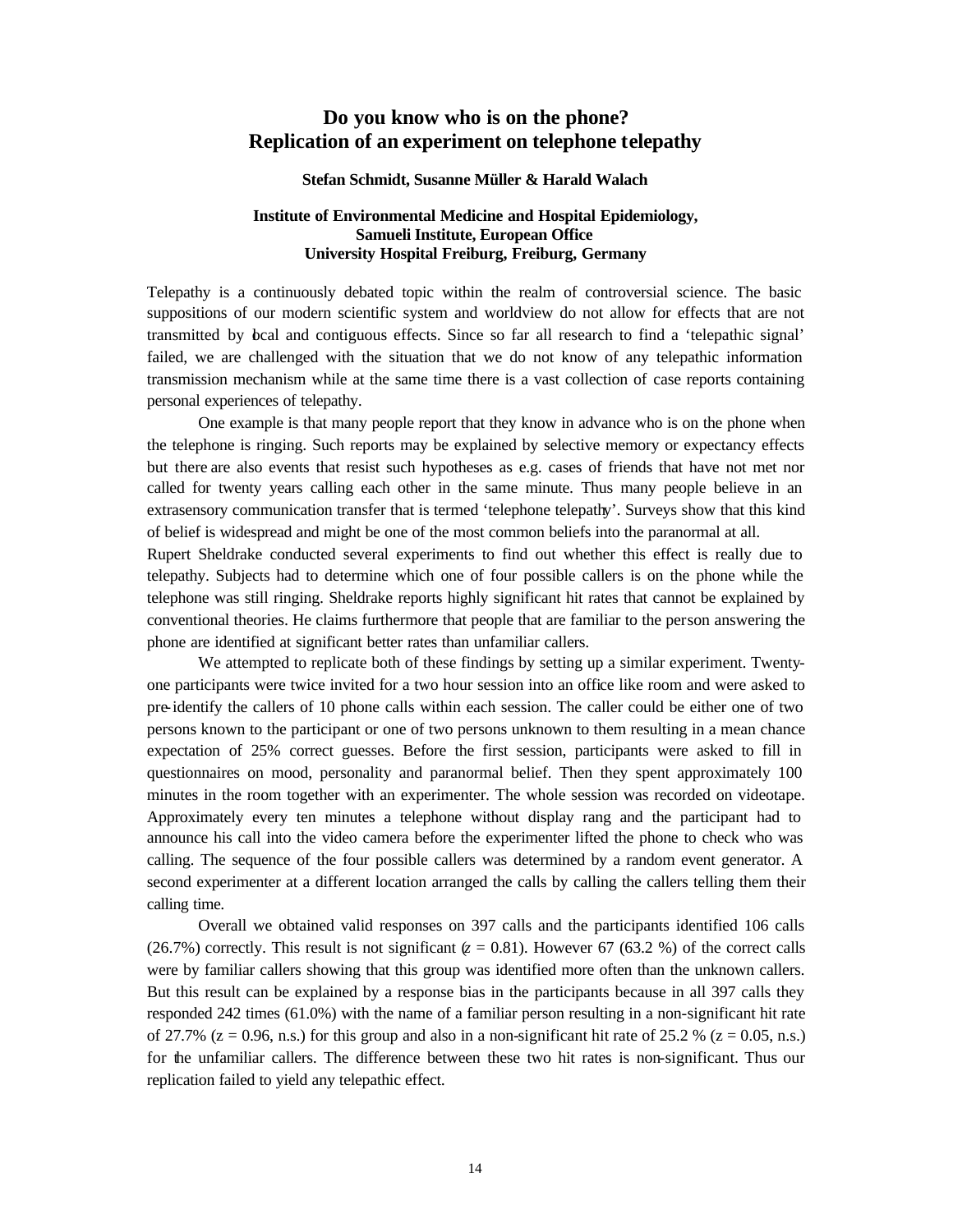# Do you know who is on the phone? Replication of an experiment on telephone telepathy

**Stefan Schmidt, Susanne Müller & Harald Walach**

**Institute of Environmental Medicine and Hospital Epidemiology, Samueli Institute, European Office University Hospital Freiburg, Freiburg, Germany**

Telepathy is a continuously debated topic within the realm of controversial science. The basic suppositions of our modern scientific system and worldview do not allow for effects that are not transmitted by local and contiguous effects. Since so far all research to find a 'telepathic signal' failed, we are challenged with the situation that we do not know of any telepathic information transmission mechanism while at the same time there is a vast collection of case reports containing personal experiences of telepathy.

One example is that many people report that they know in advance who is on the phone when the telephone is ringing. Such reports may be explained by selective memory or expectancy effects but there are also events that resist such hypotheses as e.g. cases of friends that have not met nor called for twenty years calling each other in the same minute. Thus many people believe in an extrasensory communication transfer that is termed 'telephone telepathy'. Surveys show that this kind of belief is widespread and might be one of the most common beliefs into the paranormal at all.

Rupert Sheldrake conducted several experiments to find out whether this effect is really due to telepathy. Subjects had to determine which one of four possible callers is on the phone while the telephone was still ringing. Sheldrake reports highly significant hit rates that cannot be explained by conventional theories. He claims furthermore that people that are familiar to the person answering the phone are identified at significant better rates than unfamiliar callers.

We attempted to replicate both of these findings by setting up a similar experiment. Twenty-one participants were twice invited for a two hour session into an office like room and were asked to pre-identify the callers of 10 phone calls within each session. The caller could be either one of two persons known to the participant or one of two persons unknown to them resulting in a mean chance expectation of 25% correct guesses. Before the first session, participants were asked to fill in questionnaires on mood, personality and paranormal belief. Then they spent approximately 100 minutes in the room together with an experimenter. The whole session was recorded on videotape. Approximately every ten minutes a telephone without display rang and the participant had to announce his call into the video camera before the experimenter lifted the phone to check who was calling. The sequence of the four possible callers was determined by a random event generator. A second experimenter at a different location arranged the calls by calling the callers telling them their calling time.

Overall we obtained valid responses on 397 calls and the participants identified 106 calls (26.7%) correctly. This result is not significant ($z = 0.81$). However 67 (63.2 %) of the correct calls were by familiar callers showing that this group was identified more often than the unknown callers. But this result can be explained by a response bias in the participants because in all 397 calls they responded 242 times (61.0%) with the name of a familiar person resulting in a non-significant hit rate of 27.7% ($z = 0.96$, n.s.) for this group and also in a non-significant hit rate of 25.2 % ($z = 0.05$, n.s.) for the unfamiliar callers. The difference between these two hit rates is non-significant. Thus our replication failed to yield any telepathic effect.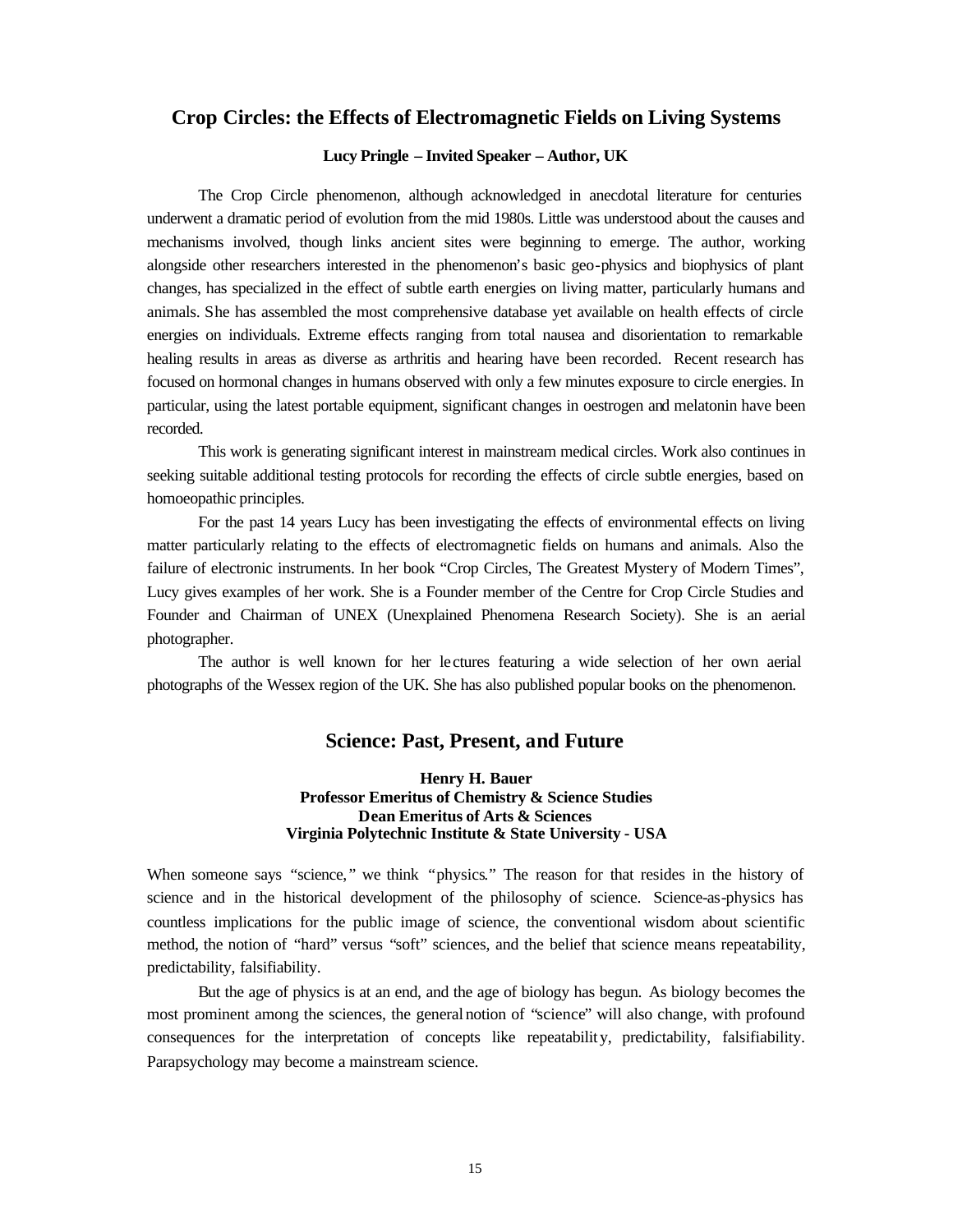## Crop Circles: the Effects of Electromagnetic Fields on Living Systems

**Lucy Pringle – Invited Speaker – Author, UK**

The Crop Circle phenomenon, although acknowledged in anecdotal literature for centuries underwent a dramatic period of evolution from the mid 1980s. Little was understood about the causes and mechanisms involved, though links ancient sites were beginning to emerge. The author, working alongside other researchers interested in the phenomenon's basic geo-physics and biophysics of plant changes, has specialized in the effect of subtle earth energies on living matter, particularly humans and animals. She has assembled the most comprehensive database yet available on health effects of circle energies on individuals. Extreme effects ranging from total nausea and disorientation to remarkable healing results in areas as diverse as arthritis and hearing have been recorded. Recent research has focused on hormonal changes in humans observed with only a few minutes exposure to circle energies. In particular, using the latest portable equipment, significant changes in oestrogen and melatonin have been recorded.

This work is generating significant interest in mainstream medical circles. Work also continues in seeking suitable additional testing protocols for recording the effects of circle subtle energies, based on homoeopathic principles.

For the past 14 years Lucy has been investigating the effects of environmental effects on living matter particularly relating to the effects of electromagnetic fields on humans and animals. Also the failure of electronic instruments. In her book "Crop Circles, The Greatest Mystery of Modern Times", Lucy gives examples of her work. She is a Founder member of the Centre for Crop Circle Studies and Founder and Chairman of UNEX (Unexplained Phenomena Research Society). She is an aerial photographer.

The author is well known for her lectures featuring a wide selection of her own aerial photographs of the Wessex region of the UK. She has also published popular books on the phenomenon.

## Science: Past, Present, and Future

**Henry H. Bauer**
**Professor Emeritus of Chemistry & Science Studies**
**Dean Emeritus of Arts & Sciences**
**Virginia Polytechnic Institute & State University - USA**

When someone says "science," we think "physics." The reason for that resides in the history of science and in the historical development of the philosophy of science. Science-as-physics has countless implications for the public image of science, the conventional wisdom about scientific method, the notion of "hard" versus "soft" sciences, and the belief that science means repeatability, predictability, falsifiability.

But the age of physics is at an end, and the age of biology has begun. As biology becomes the most prominent among the sciences, the general notion of "science" will also change, with profound consequences for the interpretation of concepts like repeatability, predictability, falsifiability. Parapsychology may become a mainstream science.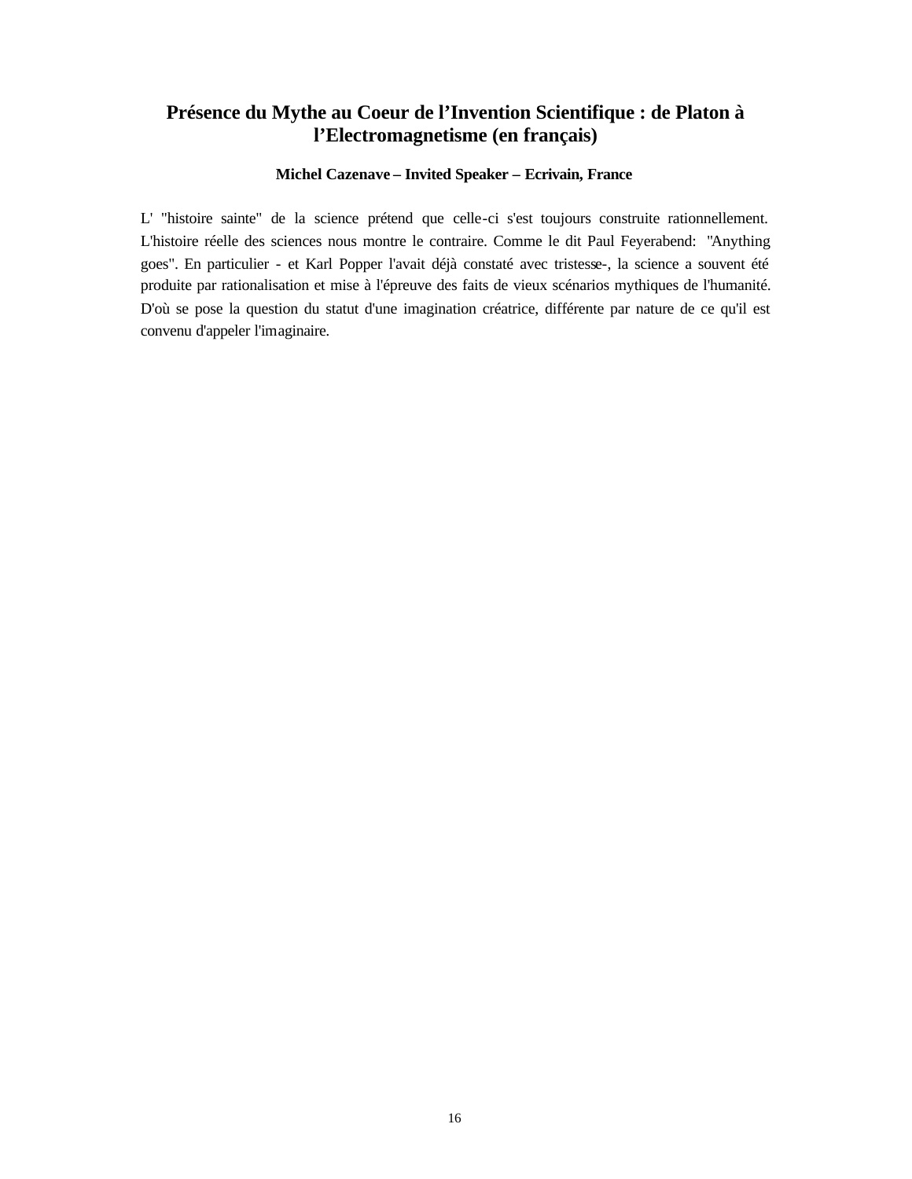# Présence du Mythe au Coeur de l’Invention Scientifique : de Platon à l’Electromagnetisme (en français)

**Michel Cazenave – Invited Speaker – Ecrivain, France**

L' "histoire sainte" de la science prétend que celle-ci s'est toujours construite rationnellement. L'histoire réelle des sciences nous montre le contraire. Comme le dit Paul Feyerabend: "Anything goes". En particulier - et Karl Popper l'avait déjà constaté avec tristesse-, la science a souvent été produite par rationalisation et mise à l'épreuve des faits de vieux scénarios mythiques de l'humanité. D'où se pose la question du statut d'une imagination créatrice, différente par nature de ce qu'il est convenu d'appeler l'imaginaire.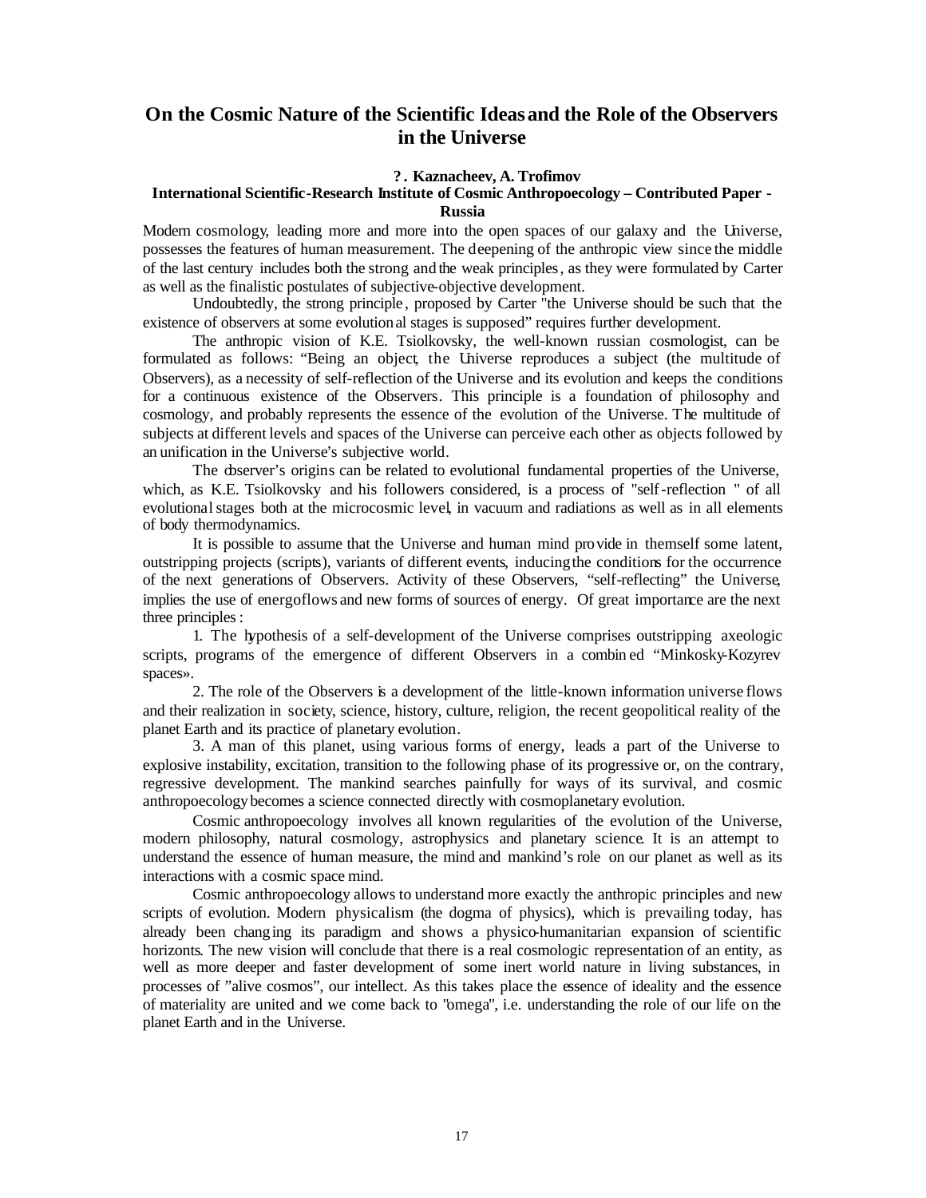# On the Cosmic Nature of the Scientific Ideas and the Role of the Observers in the Universe

**?. Kaznacheev, A. Trofimov**

**International Scientific-Research Institute of Cosmic Anthropoecology – Contributed Paper - Russia**

Modern cosmology, leading more and more into the open spaces of our galaxy and the Universe, possesses the features of human measurement. The deepening of the anthropic view since the middle of the last century includes both the strong and the weak principles, as they were formulated by Carter as well as the finalistic postulates of subjective-objective development.

Undoubtedly, the strong principle, proposed by Carter "the Universe should be such that the existence of observers at some evolutional stages is supposed" requires further development.

The anthropic vision of K.E. Tsiolkovsky, the well-known russian cosmologist, can be formulated as follows: "Being an object, the Universe reproduces a subject (the multitude of Observers), as a necessity of self-reflection of the Universe and its evolution and keeps the conditions for a continuous existence of the Observers. This principle is a foundation of philosophy and cosmology, and probably represents the essence of the evolution of the Universe. The multitude of subjects at different levels and spaces of the Universe can perceive each other as objects followed by an unification in the Universe's subjective world.

The observer's origins can be related to evolutional fundamental properties of the Universe, which, as K.E. Tsiolkovsky and his followers considered, is a process of "self-reflection " of all evolutional stages both at the microcosmic level, in vacuum and radiations as well as in all elements of body thermodynamics.

It is possible to assume that the Universe and human mind provide in themself some latent, outstripping projects (scripts), variants of different events, inducing the conditions for the occurrence of the next generations of Observers. Activity of these Observers, "self-reflecting" the Universe, implies the use of energoflows and new forms of sources of energy. Of great importance are the next three principles:

1. The hypothesis of a self-development of the Universe comprises outstripping axeologic scripts, programs of the emergence of different Observers in a combined "Minkosky-Kozyrev spaces».
2. The role of the Observers is a development of the little-known information universe flows and their realization in society, science, history, culture, religion, the recent geopolitical reality of the planet Earth and its practice of planetary evolution.
3. A man of this planet, using various forms of energy, leads a part of the Universe to explosive instability, excitation, transition to the following phase of its progressive or, on the contrary, regressive development. The mankind searches painfully for ways of its survival, and cosmic anthropoecology becomes a science connected directly with cosmoplanetary evolution.

Cosmic anthropoecology involves all known regularities of the evolution of the Universe, modern philosophy, natural cosmology, astrophysics and planetary science. It is an attempt to understand the essence of human measure, the mind and mankind's role on our planet as well as its interactions with a cosmic space mind.

Cosmic anthropoecology allows to understand more exactly the anthropic principles and new scripts of evolution. Modern physicalism (the dogma of physics), which is prevailing today, has already been changing its paradigm and shows a physico-humanitarian expansion of scientific horizonts. The new vision will conclude that there is a real cosmologic representation of an entity, as well as more deeper and faster development of some inert world nature in living substances, in processes of "alive cosmos", our intellect. As this takes place the essence of ideality and the essence of materiality are united and we come back to "omega", i.e. understanding the role of our life on the planet Earth and in the Universe.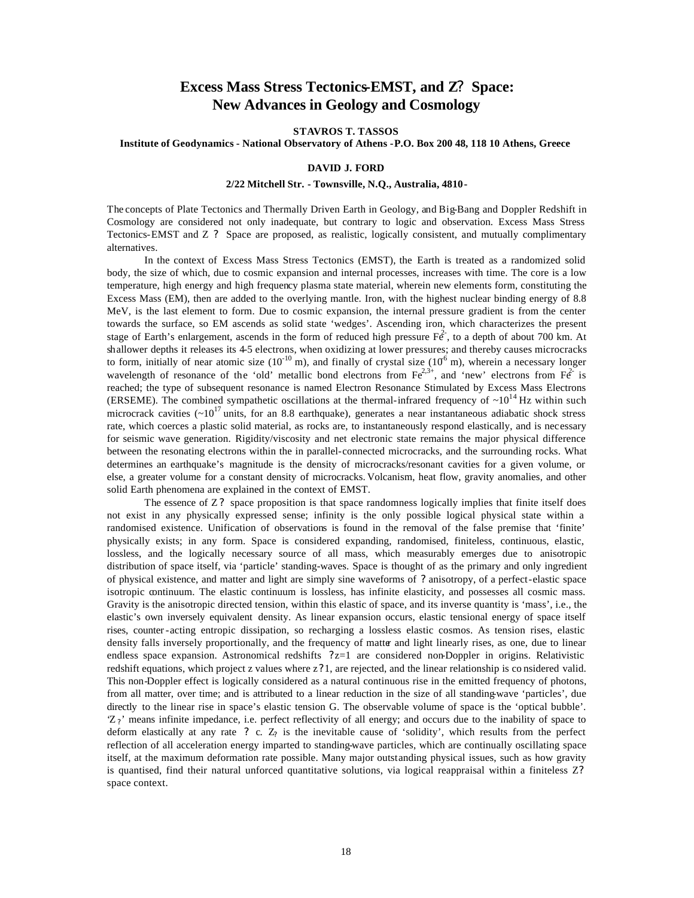# Excess Mass Stress Tectonics-EMST, and Z? Space: New Advances in Geology and Cosmology

**STAVROS T. TASSOS**

**Institute of Geodynamics - National Observatory of Athens - P.O. Box 200 48, 118 10 Athens, Greece**

**DAVID J. FORD**

**2/22 Mitchell Str. - Townsville, N.Q., Australia, 4810 -**

The concepts of Plate Tectonics and Thermally Driven Earth in Geology, and Big-Bang and Doppler Redshift in Cosmology are considered not only inadequate, but contrary to logic and observation. Excess Mass Stress Tectonics-EMST and Z ? Space are proposed, as realistic, logically consistent, and mutually complimentary alternatives.

In the context of Excess Mass Stress Tectonics (EMST), the Earth is treated as a randomized solid body, the size of which, due to cosmic expansion and internal processes, increases with time. The core is a low temperature, high energy and high frequency plasma state material, wherein new elements form, constituting the Excess Mass (EM), then are added to the overlying mantle. Iron, with the highest nuclear binding energy of 8.8 MeV, is the last element to form. Due to cosmic expansion, the internal pressure gradient is from the center towards the surface, so EM ascends as solid state 'wedges'. Ascending iron, which characterizes the present stage of Earth's enlargement, ascends in the form of reduced high pressure $Fe^{2-}$, to a depth of about 700 km. At shallower depths it releases its 4-5 electrons, when oxidizing at lower pressures; and thereby causes microcracks to form, initially of near atomic size ($10^{-10}$ m), and finally of crystal size ($10^{-6}$ m), wherein a necessary longer wavelength of resonance of the 'old' metallic bond electrons from $Fe^{2,3+}$, and 'new' electrons from $Fe^{2-}$ is reached; the type of subsequent resonance is named Electron Resonance Stimulated by Excess Mass Electrons (ERSEME). The combined sympathetic oscillations at the thermal-infrared frequency of ~$10^{14}$ Hz within such microcrack cavities (~$10^{17}$ units, for an 8.8 earthquake), generates a near instantaneous adiabatic shock stress rate, which coerces a plastic solid material, as rocks are, to instantaneously respond elastically, and is necessary for seismic wave generation. Rigidity/viscosity and net electronic state remains the major physical difference between the resonating electrons within the in parallel-connected microcracks, and the surrounding rocks. What determines an earthquake's magnitude is the density of microcracks/resonant cavities for a given volume, or else, a greater volume for a constant density of microcracks. Volcanism, heat flow, gravity anomalies, and other solid Earth phenomena are explained in the context of EMST.

The essence of Z? space proposition is that space randomness logically implies that finite itself does not exist in any physically expressed sense; infinity is the only possible logical physical state within a randomised existence. Unification of observations is found in the removal of the false premise that 'finite' physically exists; in any form. Space is considered expanding, randomised, finiteless, continuous, elastic, lossless, and the logically necessary source of all mass, which measurably emerges due to anisotropic distribution of space itself, via 'particle' standing-waves. Space is thought of as the primary and only ingredient of physical existence, and matter and light are simply sine waveforms of ? anisotropy, of a perfect-elastic space isotropic continuum. The elastic continuum is lossless, has infinite elasticity, and possesses all cosmic mass. Gravity is the anisotropic directed tension, within this elastic of space, and its inverse quantity is 'mass', i.e., the elastic's own inversely equivalent density. As linear expansion occurs, elastic tensional energy of space itself rises, counter-acting entropic dissipation, so recharging a lossless elastic cosmos. As tension rises, elastic density falls inversely proportionally, and the frequency of matter and light linearly rises, as one, due to linear endless space expansion. Astronomical redshifts ?z=1 are considered non-Doppler in origins. Relativistic redshift equations, which project z values where z?1, are rejected, and the linear relationship is considered valid. This non-Doppler effect is logically considered as a natural continuous rise in the emitted frequency of photons, from all matter, over time; and is attributed to a linear reduction in the size of all standing-wave 'particles', due directly to the linear rise in space's elastic tension G. The observable volume of space is the 'optical bubble'. '$Z_?$' means infinite impedance, i.e. perfect reflectivity of all energy; and occurs due to the inability of space to deform elastically at any rate ? c. $Z_?$ is the inevitable cause of 'solidity', which results from the perfect reflection of all acceleration energy imparted to standing-wave particles, which are continually oscillating space itself, at the maximum deformation rate possible. Many major outstanding physical issues, such as how gravity is quantised, find their natural unforced quantitative solutions, via logical reappraisal within a finiteless Z? space context.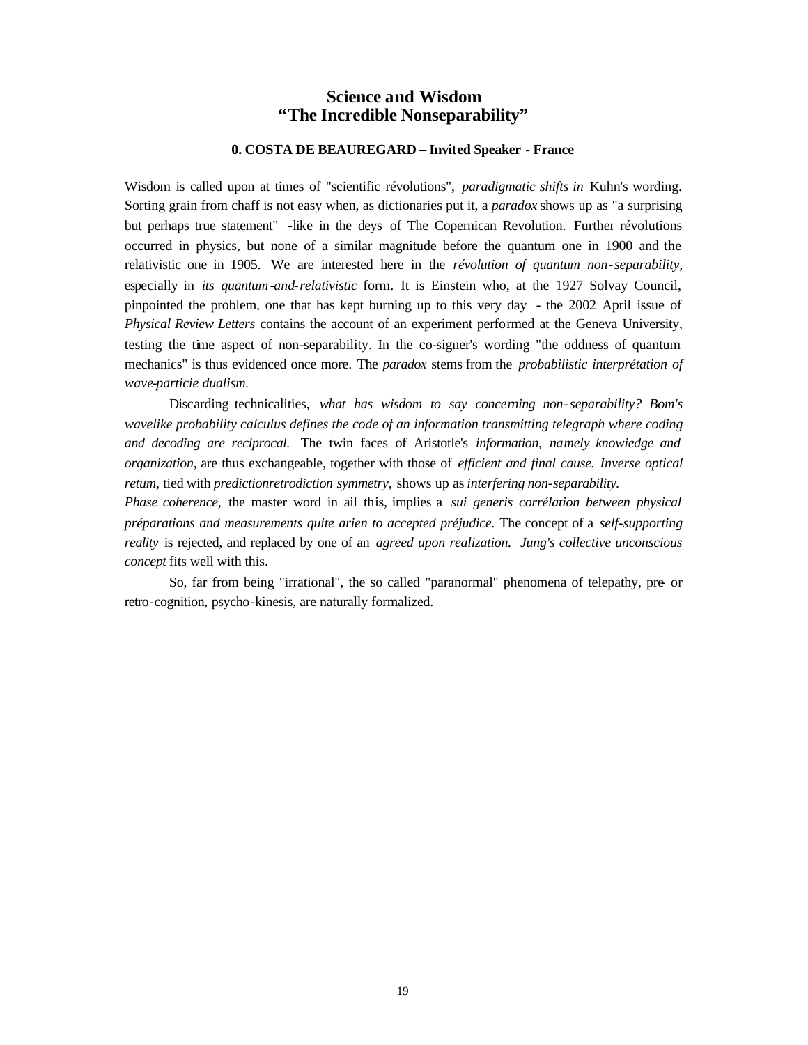# Science and Wisdom
# "The Incredible Nonseparability"

**0. COSTA DE BEAUREGARD – Invited Speaker - France**

Wisdom is called upon at times of "scientific révolutions", *paradigmatic shifts in* Kuhn's wording. Sorting grain from chaff is not easy when, as dictionaries put it, a *paradox* shows up as "a surprising but perhaps true statement" -like in the deys of The Copernican Revolution. Further révolutions occurred in physics, but none of a similar magnitude before the quantum one in 1900 and the relativistic one in 1905. We are interested here in the *révolution of quantum non-separability,* especially in *its quantum-and-relativistic* form. It is Einstein who, at the 1927 Solvay Council, pinpointed the problem, one that has kept burning up to this very day - the 2002 April issue of *Physical Review Letters* contains the account of an experiment performed at the Geneva University, testing the time aspect of non-separability. In the co-signer's wording "the oddness of quantum mechanics" is thus evidenced once more. The *paradox* stems from the *probabilistic interprétation of wave-particie dualism.*

Discarding technicalities, *what has wisdom to say concerning non-separability? Bom's wavelike probability calculus defines the code of an information transmitting telegraph where coding and decoding are reciprocal.* The twin faces of Aristotle's *information, namely knowiedge and organization,* are thus exchangeable, together with those of *efficient and final cause. Inverse optical retum,* tied with *predictionretrodiction symmetry,* shows up as *interfering non-separability.*
*Phase coherence,* the master word in ail this, implies a *sui generis corrélation between physical préparations and measurements quite arien to accepted préjudice.* The concept of a *self-supporting reality* is rejected, and replaced by one of an *agreed upon realization. Jung's collective unconscious concept* fits well with this.

So, far from being "irrational", the so called "paranormal" phenomena of telepathy, pre- or retro-cognition, psycho-kinesis, are naturally formalized.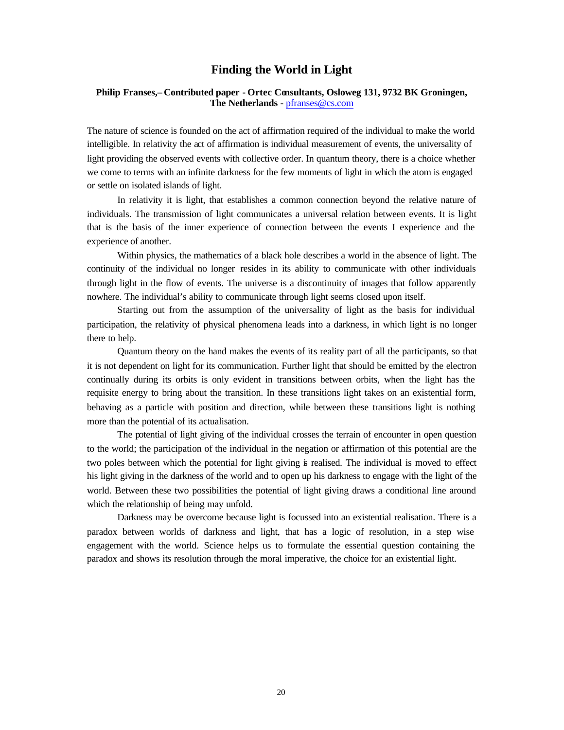# Finding the World in Light

**Philip Franses,– Contributed paper - Ortec Consultants, Osloweg 131, 9732 BK Groningen, The Netherlands -** pfranses@cs.com

The nature of science is founded on the act of affirmation required of the individual to make the world intelligible. In relativity the act of affirmation is individual measurement of events, the universality of light providing the observed events with collective order. In quantum theory, there is a choice whether we come to terms with an infinite darkness for the few moments of light in which the atom is engaged or settle on isolated islands of light.

In relativity it is light, that establishes a common connection beyond the relative nature of individuals. The transmission of light communicates a universal relation between events. It is light that is the basis of the inner experience of connection between the events I experience and the experience of another.

Within physics, the mathematics of a black hole describes a world in the absence of light. The continuity of the individual no longer resides in its ability to communicate with other individuals through light in the flow of events. The universe is a discontinuity of images that follow apparently nowhere. The individual's ability to communicate through light seems closed upon itself.

Starting out from the assumption of the universality of light as the basis for individual participation, the relativity of physical phenomena leads into a darkness, in which light is no longer there to help.

Quantum theory on the hand makes the events of its reality part of all the participants, so that it is not dependent on light for its communication. Further light that should be emitted by the electron continually during its orbits is only evident in transitions between orbits, when the light has the requisite energy to bring about the transition. In these transitions light takes on an existential form, behaving as a particle with position and direction, while between these transitions light is nothing more than the potential of its actualisation.

The potential of light giving of the individual crosses the terrain of encounter in open question to the world; the participation of the individual in the negation or affirmation of this potential are the two poles between which the potential for light giving is realised. The individual is moved to effect his light giving in the darkness of the world and to open up his darkness to engage with the light of the world. Between these two possibilities the potential of light giving draws a conditional line around which the relationship of being may unfold.

Darkness may be overcome because light is focussed into an existential realisation. There is a paradox between worlds of darkness and light, that has a logic of resolution, in a step wise engagement with the world. Science helps us to formulate the essential question containing the paradox and shows its resolution through the moral imperative, the choice for an existential light.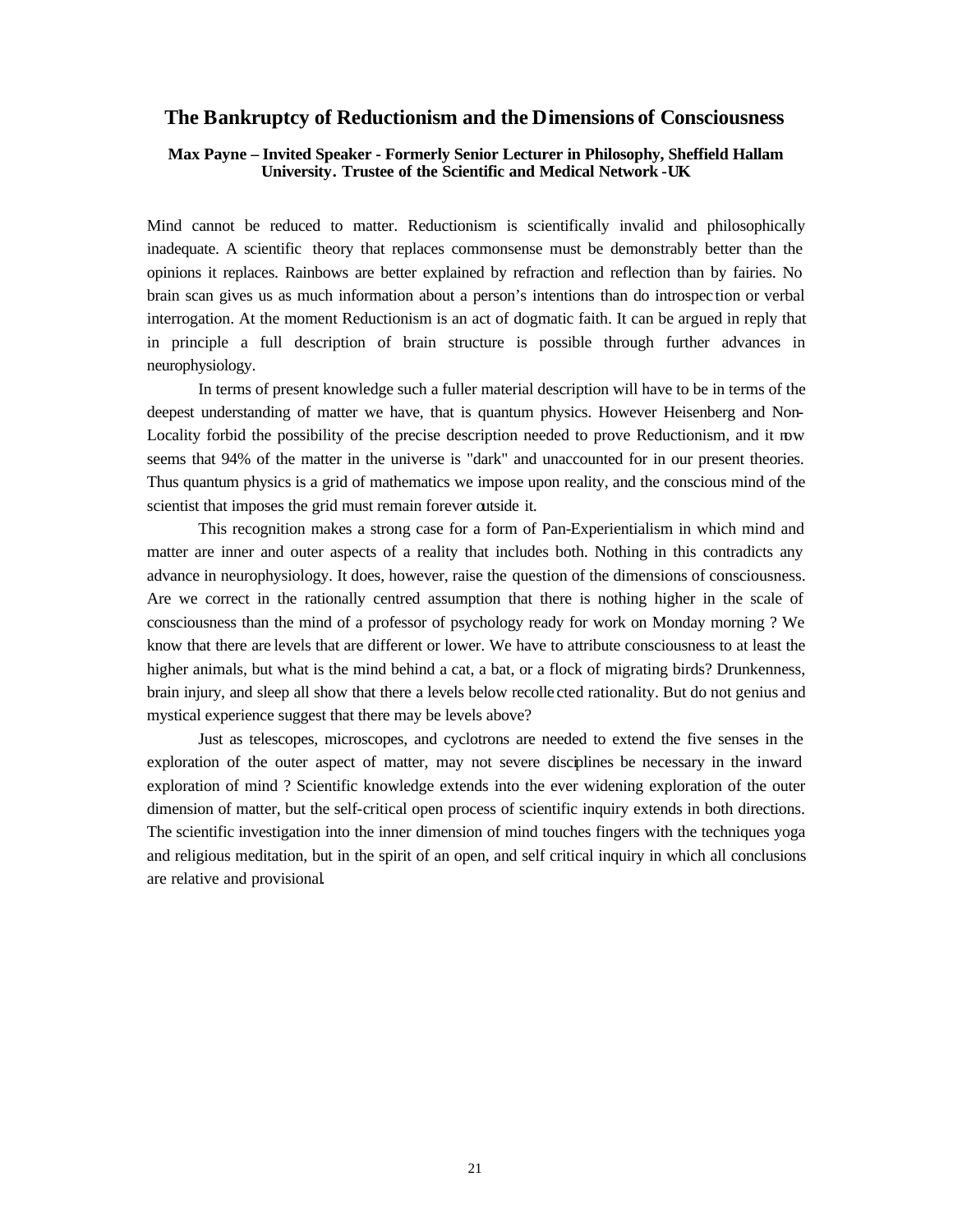## The Bankruptcy of Reductionism and the Dimensions of Consciousness

**Max Payne – Invited Speaker - Formerly Senior Lecturer in Philosophy, Sheffield Hallam University. Trustee of the Scientific and Medical Network -UK**

Mind cannot be reduced to matter. Reductionism is scientifically invalid and philosophically inadequate. A scientific theory that replaces commonsense must be demonstrably better than the opinions it replaces. Rainbows are better explained by refraction and reflection than by fairies. No brain scan gives us as much information about a person's intentions than do introspection or verbal interrogation. At the moment Reductionism is an act of dogmatic faith. It can be argued in reply that in principle a full description of brain structure is possible through further advances in neurophysiology.

In terms of present knowledge such a fuller material description will have to be in terms of the deepest understanding of matter we have, that is quantum physics. However Heisenberg and Non-Locality forbid the possibility of the precise description needed to prove Reductionism, and it now seems that 94% of the matter in the universe is "dark" and unaccounted for in our present theories. Thus quantum physics is a grid of mathematics we impose upon reality, and the conscious mind of the scientist that imposes the grid must remain forever outside it.

This recognition makes a strong case for a form of Pan-Experientialism in which mind and matter are inner and outer aspects of a reality that includes both. Nothing in this contradicts any advance in neurophysiology. It does, however, raise the question of the dimensions of consciousness. Are we correct in the rationally centred assumption that there is nothing higher in the scale of consciousness than the mind of a professor of psychology ready for work on Monday morning ? We know that there are levels that are different or lower. We have to attribute consciousness to at least the higher animals, but what is the mind behind a cat, a bat, or a flock of migrating birds? Drunkenness, brain injury, and sleep all show that there a levels below recollected rationality. But do not genius and mystical experience suggest that there may be levels above?

Just as telescopes, microscopes, and cyclotrons are needed to extend the five senses in the exploration of the outer aspect of matter, may not severe disciplines be necessary in the inward exploration of mind ? Scientific knowledge extends into the ever widening exploration of the outer dimension of matter, but the self-critical open process of scientific inquiry extends in both directions. The scientific investigation into the inner dimension of mind touches fingers with the techniques yoga and religious meditation, but in the spirit of an open, and self critical inquiry in which all conclusions are relative and provisional.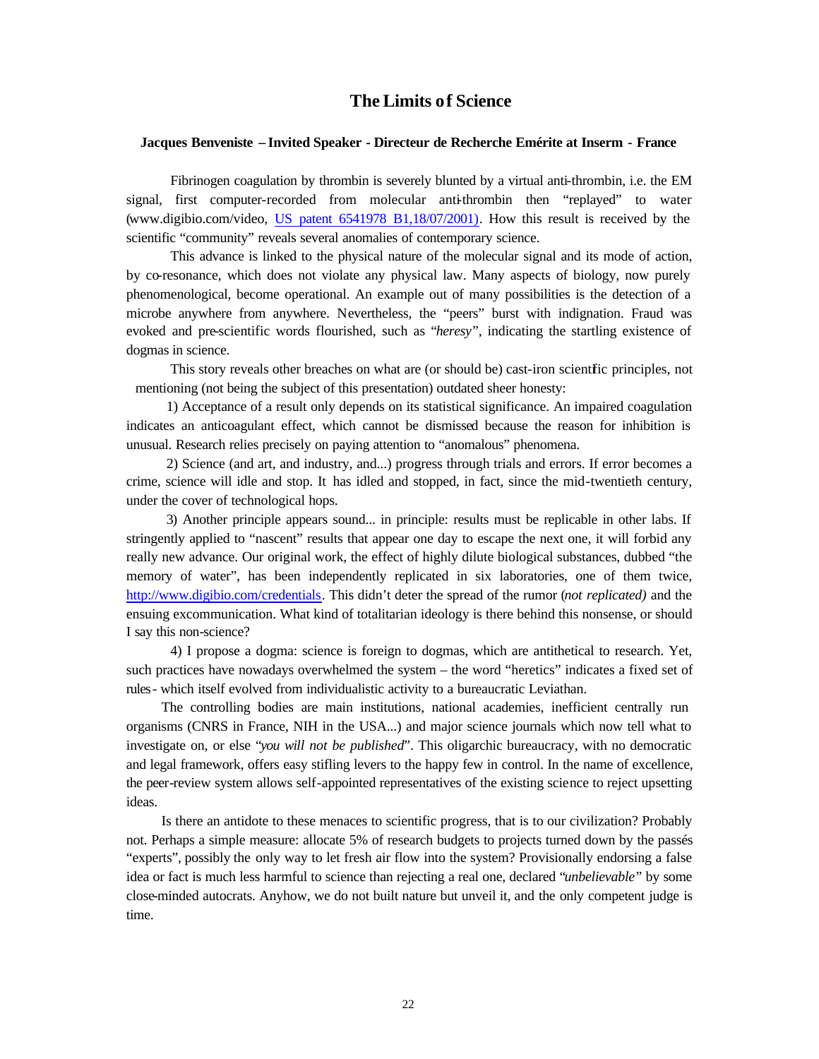# The Limits of Science

**Jacques Benveniste – Invited Speaker - Directeur de Recherche Emérite at Inserm - France**

Fibrinogen coagulation by thrombin is severely blunted by a virtual anti-thrombin, i.e. the EM signal, first computer-recorded from molecular anti-thrombin then "replayed" to water (www.digibio.com/video, [US patent 6541978 B1,18/07/2001)](US patent 6541978 B1,18/07/2001). How this result is received by the scientific "community" reveals several anomalies of contemporary science.

This advance is linked to the physical nature of the molecular signal and its mode of action, by co-resonance, which does not violate any physical law. Many aspects of biology, now purely phenomenological, become operational. An example out of many possibilities is the detection of a microbe anywhere from anywhere. Nevertheless, the "peers" burst with indignation. Fraud was evoked and pre-scientific words flourished, such as "*heresy*", indicating the startling existence of dogmas in science.

This story reveals other breaches on what are (or should be) cast-iron scientific principles, not mentioning (not being the subject of this presentation) outdated sheer honesty:

1) Acceptance of a result only depends on its statistical significance. An impaired coagulation indicates an anticoagulant effect, which cannot be dismissed because the reason for inhibition is unusual. Research relies precisely on paying attention to "anomalous" phenomena.

2) Science (and art, and industry, and...) progress through trials and errors. If error becomes a crime, science will idle and stop. It has idled and stopped, in fact, since the mid-twentieth century, under the cover of technological hops.

3) Another principle appears sound... in principle: results must be replicable in other labs. If stringently applied to "nascent" results that appear one day to escape the next one, it will forbid any really new advance. Our original work, the effect of highly dilute biological substances, dubbed "the memory of water", has been independently replicated in six laboratories, one of them twice, http://www.digibio.com/credentials. This didn't deter the spread of the rumor (*not replicated)* and the ensuing excommunication. What kind of totalitarian ideology is there behind this nonsense, or should I say this non-science?

4) I propose a dogma: science is foreign to dogmas, which are antithetical to research. Yet, such practices have nowadays overwhelmed the system – the word "heretics" indicates a fixed set of rules - which itself evolved from individualistic activity to a bureaucratic Leviathan.

The controlling bodies are main institutions, national academies, inefficient centrally run organisms (CNRS in France, NIH in the USA...) and major science journals which now tell what to investigate on, or else "*you will not be published*". This oligarchic bureaucracy, with no democratic and legal framework, offers easy stifling levers to the happy few in control. In the name of excellence, the peer-review system allows self-appointed representatives of the existing science to reject upsetting ideas.

Is there an antidote to these menaces to scientific progress, that is to our civilization? Probably not. Perhaps a simple measure: allocate 5% of research budgets to projects turned down by the passés "experts", possibly the only way to let fresh air flow into the system? Provisionally endorsing a false idea or fact is much less harmful to science than rejecting a real one, declared "*unbelievable*" by some close-minded autocrats. Anyhow, we do not built nature but unveil it, and the only competent judge is time.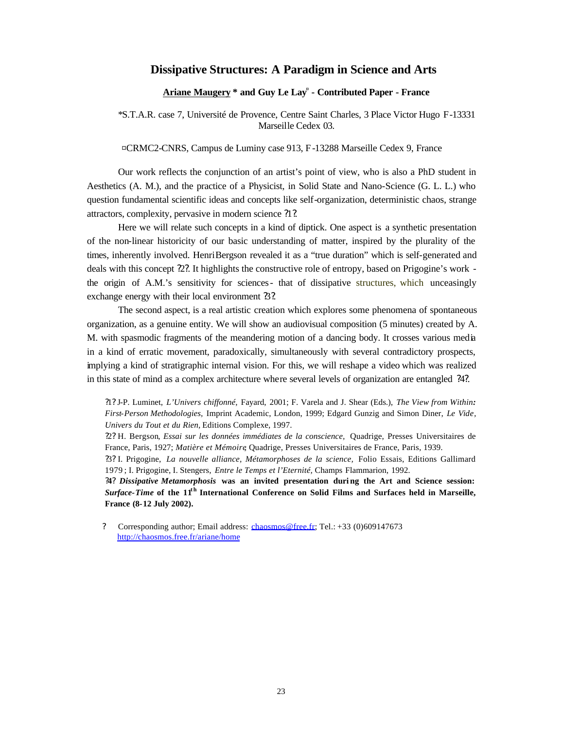# Dissipative Structures: A Paradigm in Science and Arts

**Ariane Maugery * and Guy Le Lay¤ - Contributed Paper - France**

*S.T.A.R. case 7, Université de Provence, Centre Saint Charles, 3 Place Victor Hugo F-13331 Marseille Cedex 03.

¤CRMC2-CNRS, Campus de Luminy case 913, F-13288 Marseille Cedex 9, France

Our work reflects the conjunction of an artist's point of view, who is also a PhD student in Aesthetics (A. M.), and the practice of a Physicist, in Solid State and Nano-Science (G. L. L.) who question fundamental scientific ideas and concepts like self-organization, deterministic chaos, strange attractors, complexity, pervasive in modern science ?1?.

Here we will relate such concepts in a kind of diptick. One aspect is a synthetic presentation of the non-linear historicity of our basic understanding of matter, inspired by the plurality of the times, inherently involved. Henri Bergson revealed it as a "true duration" which is self-generated and deals with this concept ?2?. It highlights the constructive role of entropy, based on Prigogine's work - the origin of A.M.'s sensitivity for sciences - that of dissipative structures, which unceasingly exchange energy with their local environment ?3?.

The second aspect, is a real artistic creation which explores some phenomena of spontaneous organization, as a genuine entity. We will show an audiovisual composition (5 minutes) created by A. M. with spasmodic fragments of the meandering motion of a dancing body. It crosses various media in a kind of erratic movement, paradoxically, simultaneously with several contradictory prospects, implying a kind of stratigraphic internal vision. For this, we will reshape a video which was realized in this state of mind as a complex architecture where several levels of organization are entangled ?4?.

?1? J-P. Luminet, *L'Univers chiffonné,* Fayard, 2001; F. Varela and J. Shear (Eds.), *The View from Within: First-Person Methodologies,* Imprint Academic, London, 1999; Edgard Gunzig and Simon Diner, *Le Vide, Univers du Tout et du Rien,* Editions Complexe, 1997.

?2? H. Bergson, *Essai sur les données immédiates de la conscience,* Quadrige, Presses Universitaires de France, Paris, 1927; *Matière et Mémoire*, Quadrige, Presses Universitaires de France, Paris, 1939.

?3? I. Prigogine, *La nouvelle alliance, Métamorphoses de la science,* Folio Essais, Editions Gallimard 1979 ; I. Prigogine, I. Stengers, *Entre le Temps et l'Eternité,* Champs Flammarion, 1992.

?4? ***Dissipative Metamorphosis* was an invited presentation during the Art and Science session: *Surface-Time* of the 11th International Conference on Solid Films and Surfaces held in Marseille, France (8-12 July 2002).**

? Corresponding author; Email address: chaosmos@free.fr; Tel.: +33 (0)609147673 http://chaosmos.free.fr/ariane/home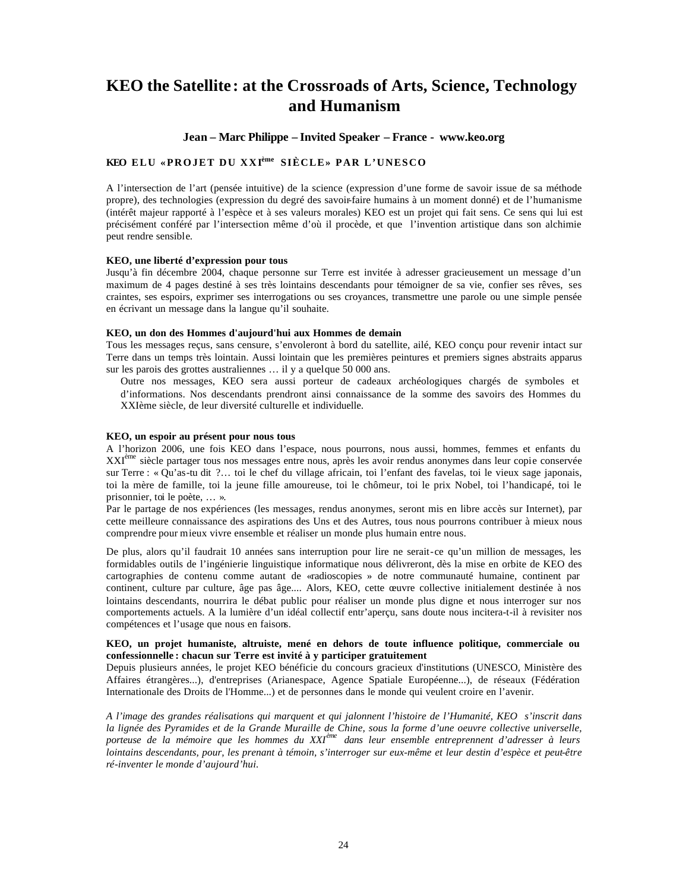# KEO the Satellite : at the Crossroads of Arts, Science, Technology and Humanism

**Jean – Marc Philippe – Invited Speaker – France - www.keo.org**

### KEO ELU « PROJET DU XXIème SIÈCLE » PAR L'UNESCO

A l'intersection de l'art (pensée intuitive) de la science (expression d'une forme de savoir issue de sa méthode propre), des technologies (expression du degré des savoir-faire humains à un moment donné) et de l'humanisme (intérêt majeur rapporté à l'espèce et à ses valeurs morales) KEO est un projet qui fait sens. Ce sens qui lui est précisément conféré par l'intersection même d'où il procède, et que l'invention artistique dans son alchimie peut rendre sensible.

**KEO, une liberté d'expression pour tous**

Jusqu'à fin décembre 2004, chaque personne sur Terre est invitée à adresser gracieusement un message d'un maximum de 4 pages destiné à ses très lointains descendants pour témoigner de sa vie, confier ses rêves, ses craintes, ses espoirs, exprimer ses interrogations ou ses croyances, transmettre une parole ou une simple pensée en écrivant un message dans la langue qu'il souhaite.

**KEO, un don des Hommes d'aujourd'hui aux Hommes de demain**

Tous les messages reçus, sans censure, s'envoleront à bord du satellite, ailé, KEO conçu pour revenir intact sur Terre dans un temps très lointain. Aussi lointain que les premières peintures et premiers signes abstraits apparus sur les parois des grottes australiennes … il y a quelque 50 000 ans.

Outre nos messages, KEO sera aussi porteur de cadeaux archéologiques chargés de symboles et d'informations. Nos descendants prendront ainsi connaissance de la somme des savoirs des Hommes du XXIème siècle, de leur diversité culturelle et individuelle.

**KEO, un espoir au présent pour nous tous**

A l'horizon 2006, une fois KEO dans l'espace, nous pourrons, nous aussi, hommes, femmes et enfants du XXIème siècle partager tous nos messages entre nous, après les avoir rendus anonymes dans leur copie conservée sur Terre : « Qu'as-tu dit ?… toi le chef du village africain, toi l'enfant des favelas, toi le vieux sage japonais, toi la mère de famille, toi la jeune fille amoureuse, toi le chômeur, toi le prix Nobel, toi l'handicapé, toi le prisonnier, toi le poète, … ».

Par le partage de nos expériences (les messages, rendus anonymes, seront mis en libre accès sur Internet), par cette meilleure connaissance des aspirations des Uns et des Autres, tous nous pourrons contribuer à mieux nous comprendre pour mieux vivre ensemble et réaliser un monde plus humain entre nous.

De plus, alors qu'il faudrait 10 années sans interruption pour lire ne serait-ce qu'un million de messages, les formidables outils de l'ingénierie linguistique informatique nous délivreront, dès la mise en orbite de KEO des cartographies de contenu comme autant de « radioscopies » de notre communauté humaine, continent par continent, culture par culture, âge pas âge.... Alors, KEO, cette œuvre collective initialement destinée à nos lointains descendants, nourrira le débat public pour réaliser un monde plus digne et nous interroger sur nos comportements actuels. A la lumière d'un idéal collectif entr'aperçu, sans doute nous incitera-t-il à revisiter nos compétences et l'usage que nous en faisons.

**KEO, un projet humaniste, altruiste, mené en dehors de toute influence politique, commerciale ou confessionnelle : chacun sur Terre est invité à y participer gratuitement**

Depuis plusieurs années, le projet KEO bénéficie du concours gracieux d'institutions (UNESCO, Ministère des Affaires étrangères...), d'entreprises (Arianespace, Agence Spatiale Européenne...), de réseaux (Fédération Internationale des Droits de l'Homme...) et de personnes dans le monde qui veulent croire en l'avenir.

*A l'image des grandes réalisations qui marquent et qui jalonnent l'histoire de l'Humanité, KEO s'inscrit dans la lignée des Pyramides et de la Grande Muraille de Chine, sous la forme d'une oeuvre collective universelle, porteuse de la mémoire que les hommes du XXIème dans leur ensemble entreprennent d'adresser à leurs lointains descendants, pour, les prenant à témoin, s'interroger sur eux-même et leur destin d'espèce et peut-être ré-inventer le monde d'aujourd'hui.*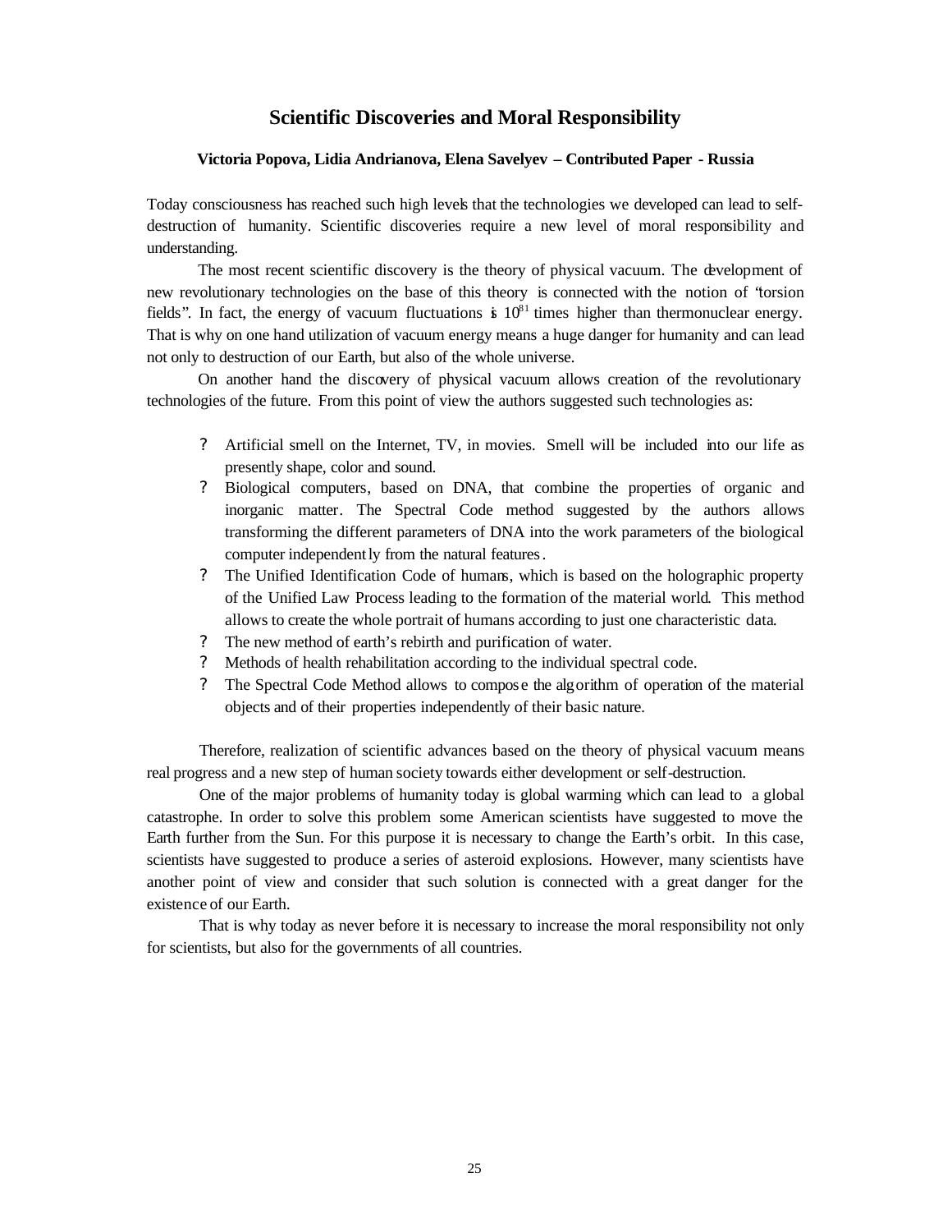## Scientific Discoveries and Moral Responsibility

**Victoria Popova, Lidia Andrianova, Elena Savelyev – Contributed Paper - Russia**

Today consciousness has reached such high levels that the technologies we developed can lead to self-destruction of humanity. Scientific discoveries require a new level of moral responsibility and understanding.

The most recent scientific discovery is the theory of physical vacuum. The development of new revolutionary technologies on the base of this theory is connected with the notion of "torsion fields". In fact, the energy of vacuum fluctuations is $10^{81}$ times higher than thermonuclear energy. That is why on one hand utilization of vacuum energy means a huge danger for humanity and can lead not only to destruction of our Earth, but also of the whole universe.

On another hand the discovery of physical vacuum allows creation of the revolutionary technologies of the future. From this point of view the authors suggested such technologies as:

- Artificial smell on the Internet, TV, in movies. Smell will be included into our life as presently shape, color and sound.
- Biological computers, based on DNA, that combine the properties of organic and inorganic matter. The Spectral Code method suggested by the authors allows transforming the different parameters of DNA into the work parameters of the biological computer independently from the natural features.
- The Unified Identification Code of humans, which is based on the holographic property of the Unified Law Process leading to the formation of the material world. This method allows to create the whole portrait of humans according to just one characteristic data.
- The new method of earth's rebirth and purification of water.
- Methods of health rehabilitation according to the individual spectral code.
- The Spectral Code Method allows to compose the algorithm of operation of the material objects and of their properties independently of their basic nature.

Therefore, realization of scientific advances based on the theory of physical vacuum means real progress and a new step of human society towards either development or self-destruction.

One of the major problems of humanity today is global warming which can lead to a global catastrophe. In order to solve this problem some American scientists have suggested to move the Earth further from the Sun. For this purpose it is necessary to change the Earth's orbit. In this case, scientists have suggested to produce a series of asteroid explosions. However, many scientists have another point of view and consider that such solution is connected with a great danger for the existence of our Earth.

That is why today as never before it is necessary to increase the moral responsibility not only for scientists, but also for the governments of all countries.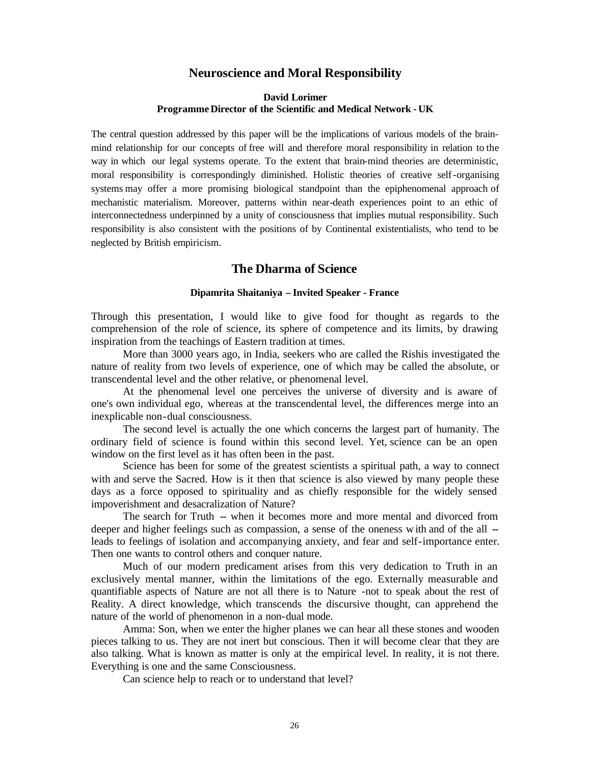## Neuroscience and Moral Responsibility

**David Lorimer**
**Programme Director of the Scientific and Medical Network - UK**

The central question addressed by this paper will be the implications of various models of the brain-mind relationship for our concepts of free will and therefore moral responsibility in relation to the way in which our legal systems operate. To the extent that brain-mind theories are deterministic, moral responsibility is correspondingly diminished. Holistic theories of creative self-organising systems may offer a more promising biological standpoint than the epiphenomenal approach of mechanistic materialism. Moreover, patterns within near-death experiences point to an ethic of interconnectedness underpinned by a unity of consciousness that implies mutual responsibility. Such responsibility is also consistent with the positions of by Continental existentialists, who tend to be neglected by British empiricism.

## The Dharma of Science

**Dipamrita Shaitaniya – Invited Speaker - France**

Through this presentation, I would like to give food for thought as regards to the comprehension of the role of science, its sphere of competence and its limits, by drawing inspiration from the teachings of Eastern tradition at times.

More than 3000 years ago, in India, seekers who are called the Rishis investigated the nature of reality from two levels of experience, one of which may be called the absolute, or transcendental level and the other relative, or phenomenal level.

At the phenomenal level one perceives the universe of diversity and is aware of one's own individual ego, whereas at the transcendental level, the differences merge into an inexplicable non-dual consciousness.

The second level is actually the one which concerns the largest part of humanity. The ordinary field of science is found within this second level. Yet, science can be an open window on the first level as it has often been in the past.

Science has been for some of the greatest scientists a spiritual path, a way to connect with and serve the Sacred. How is it then that science is also viewed by many people these days as a force opposed to spirituality and as chiefly responsible for the widely sensed impoverishment and desacralization of Nature?

The search for Truth – when it becomes more and more mental and divorced from deeper and higher feelings such as compassion, a sense of the oneness with and of the all – leads to feelings of isolation and accompanying anxiety, and fear and self-importance enter. Then one wants to control others and conquer nature.

Much of our modern predicament arises from this very dedication to Truth in an exclusively mental manner, within the limitations of the ego. Externally measurable and quantifiable aspects of Nature are not all there is to Nature -not to speak about the rest of Reality. A direct knowledge, which transcends the discursive thought, can apprehend the nature of the world of phenomenon in a non-dual mode.

Amma: Son, when we enter the higher planes we can hear all these stones and wooden pieces talking to us. They are not inert but conscious. Then it will become clear that they are also talking. What is known as matter is only at the empirical level. In reality, it is not there. Everything is one and the same Consciousness.

Can science help to reach or to understand that level?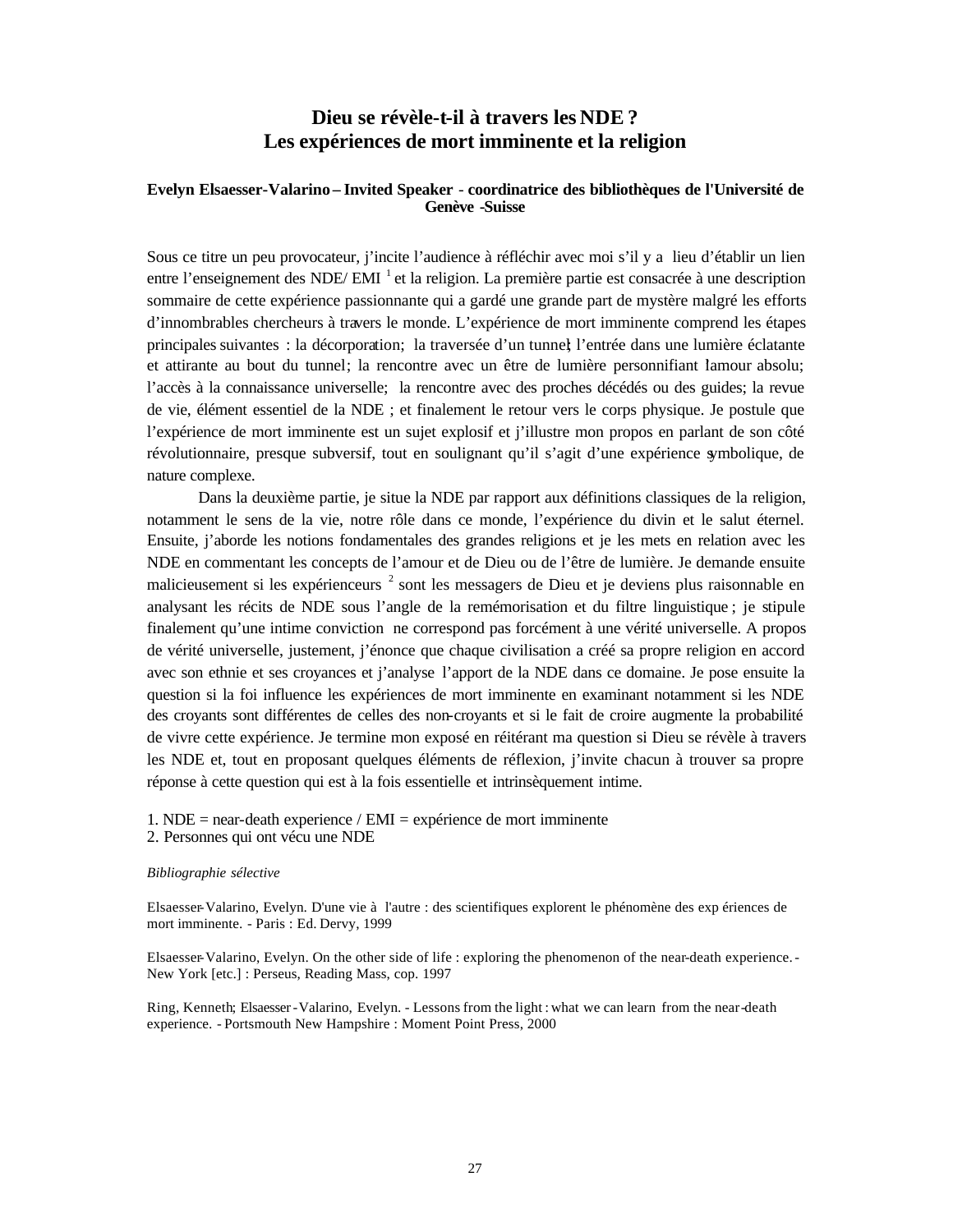# Dieu se révèle-t-il à travers les NDE ?
# Les expériences de mort imminente et la religion

**Evelyn Elsaesser-Valarino – Invited Speaker - coordinatrice des bibliothèques de l'Université de Genève -Suisse**

Sous ce titre un peu provocateur, j'incite l'audience à réfléchir avec moi s'il y a lieu d'établir un lien entre l'enseignement des NDE/ EMI [1] et la religion. La première partie est consacrée à une description sommaire de cette expérience passionnante qui a gardé une grande part de mystère malgré les efforts d'innombrables chercheurs à travers le monde. L'expérience de mort imminente comprend les étapes principales suivantes : la décorporation; la traversée d'un tunnel; l'entrée dans une lumière éclatante et attirante au bout du tunnel; la rencontre avec un être de lumière personnifiant l'amour absolu; l'accès à la connaissance universelle; la rencontre avec des proches décédés ou des guides; la revue de vie, élément essentiel de la NDE ; et finalement le retour vers le corps physique. Je postule que l'expérience de mort imminente est un sujet explosif et j'illustre mon propos en parlant de son côté révolutionnaire, presque subversif, tout en soulignant qu'il s'agit d'une expérience symbolique, de nature complexe.

Dans la deuxième partie, je situe la NDE par rapport aux définitions classiques de la religion, notamment le sens de la vie, notre rôle dans ce monde, l'expérience du divin et le salut éternel. Ensuite, j'aborde les notions fondamentales des grandes religions et je les mets en relation avec les NDE en commentant les concepts de l'amour et de Dieu ou de l'être de lumière. Je demande ensuite malicieusement si les expérienceurs [2] sont les messagers de Dieu et je deviens plus raisonnable en analysant les récits de NDE sous l'angle de la remémorisation et du filtre linguistique ; je stipule finalement qu'une intime conviction ne correspond pas forcément à une vérité universelle. A propos de vérité universelle, justement, j'énonce que chaque civilisation a créé sa propre religion en accord avec son ethnie et ses croyances et j'analyse l'apport de la NDE dans ce domaine. Je pose ensuite la question si la foi influence les expériences de mort imminente en examinant notamment si les NDE des croyants sont différentes de celles des non-croyants et si le fait de croire augmente la probabilité de vivre cette expérience. Je termine mon exposé en réitérant ma question si Dieu se révèle à travers les NDE et, tout en proposant quelques éléments de réflexion, j'invite chacun à trouver sa propre réponse à cette question qui est à la fois essentielle et intrinsèquement intime.

1. NDE = near-death experience / EMI = expérience de mort imminente
2. Personnes qui ont vécu une NDE

*Bibliographie sélective*

Elsaesser-Valarino, Evelyn. D'une vie à l'autre : des scientifiques explorent le phénomène des expériences de mort imminente. - Paris : Ed. Dervy, 1999

Elsaesser-Valarino, Evelyn. On the other side of life : exploring the phenomenon of the near-death experience. - New York [etc.] : Perseus, Reading Mass, cop. 1997

Ring, Kenneth; Elsaesser-Valarino, Evelyn. - Lessons from the light : what we can learn from the near-death experience. - Portsmouth New Hampshire : Moment Point Press, 2000